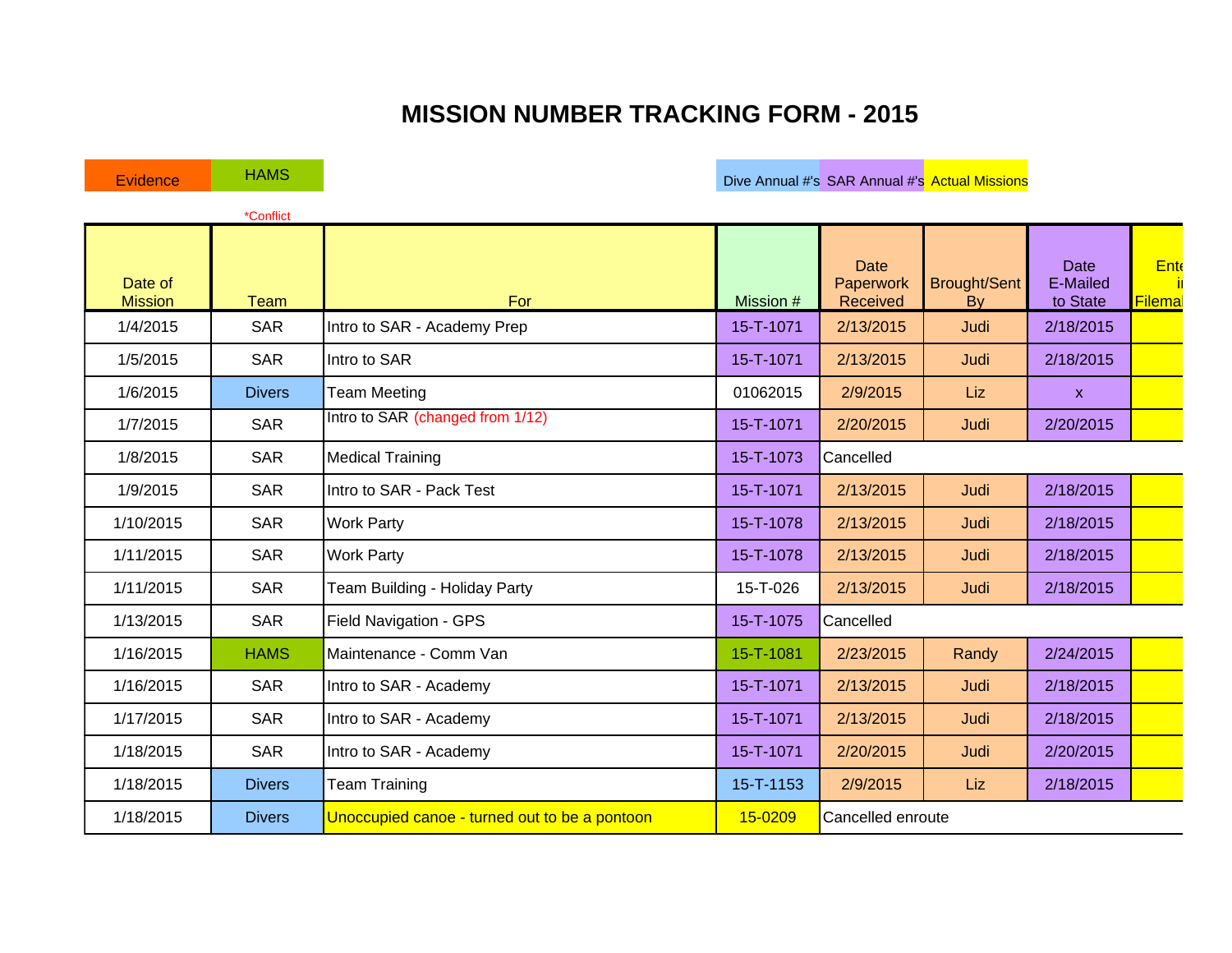# MISSION NUMBER TRACKING FORM - 2015

| Evidence | HAMS | Dive Annual #'s | SAR Annual #'s | Actual Missions |
|---|---|---|---|---|

*Conflict

| Date of Mission | Team | For | Mission # | Date Paperwork Received | Brought/Sent By | Date E-Mailed to State | Entered in Filemaker |
|---|---|---|---|---|---|---|---|
| 1/4/2015 | SAR | Intro to SAR - Academy Prep | 15-T-1071 | 2/13/2015 | Judi | 2/18/2015 | |
| 1/5/2015 | SAR | Intro to SAR | 15-T-1071 | 2/13/2015 | Judi | 2/18/2015 | |
| 1/6/2015 | Divers | Team Meeting | 01062015 | 2/9/2015 | Liz | x | |
| 1/7/2015 | SAR | Intro to SAR (changed from 1/12) | 15-T-1071 | 2/20/2015 | Judi | 2/20/2015 | |
| 1/8/2015 | SAR | Medical Training | 15-T-1073 | Cancelled | | | |
| 1/9/2015 | SAR | Intro to SAR - Pack Test | 15-T-1071 | 2/13/2015 | Judi | 2/18/2015 | |
| 1/10/2015 | SAR | Work Party | 15-T-1078 | 2/13/2015 | Judi | 2/18/2015 | |
| 1/11/2015 | SAR | Work Party | 15-T-1078 | 2/13/2015 | Judi | 2/18/2015 | |
| 1/11/2015 | SAR | Team Building - Holiday Party | 15-T-026 | 2/13/2015 | Judi | 2/18/2015 | |
| 1/13/2015 | SAR | Field Navigation - GPS | 15-T-1075 | Cancelled | | | |
| 1/16/2015 | HAMS | Maintenance - Comm Van | 15-T-1081 | 2/23/2015 | Randy | 2/24/2015 | |
| 1/16/2015 | SAR | Intro to SAR - Academy | 15-T-1071 | 2/13/2015 | Judi | 2/18/2015 | |
| 1/17/2015 | SAR | Intro to SAR - Academy | 15-T-1071 | 2/13/2015 | Judi | 2/18/2015 | |
| 1/18/2015 | SAR | Intro to SAR - Academy | 15-T-1071 | 2/20/2015 | Judi | 2/20/2015 | |
| 1/18/2015 | Divers | Team Training | 15-T-1153 | 2/9/2015 | Liz | 2/18/2015 | |
| 1/18/2015 | Divers | Unoccupied canoe - turned out to be a pontoon | 15-0209 | Cancelled enroute | | | |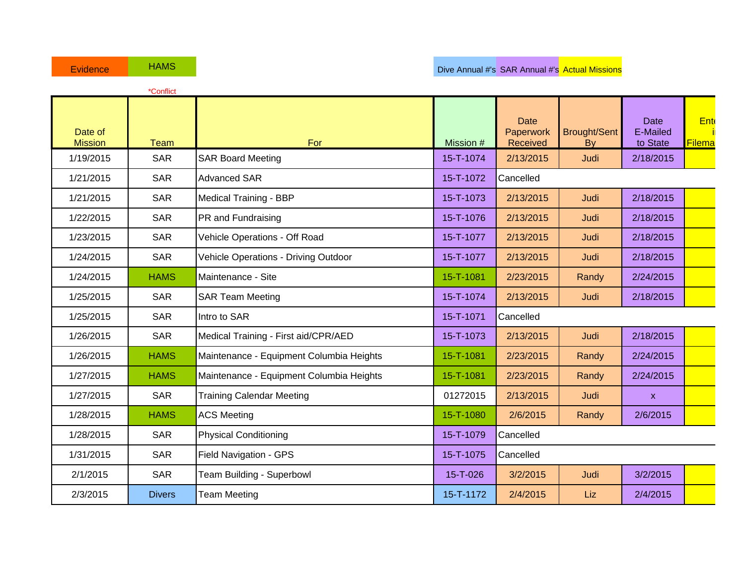| Evidence | HAMS | | Dive Annual #'s | SAR Annual #'s | Actual Missions |
|---|---|---|---|---|---|

*Conflict

| Date of Mission | Team | For | Mission # | Date Paperwork Received | Brought/Sent By | Date E-Mailed to State | Ente i Filema |
|---|---|---|---|---|---|---|---|
| 1/19/2015 | SAR | SAR Board Meeting | 15-T-1074 | 2/13/2015 | Judi | 2/18/2015 | |
| 1/21/2015 | SAR | Advanced SAR | 15-T-1072 | Cancelled | | | |
| 1/21/2015 | SAR | Medical Training - BBP | 15-T-1073 | 2/13/2015 | Judi | 2/18/2015 | |
| 1/22/2015 | SAR | PR and Fundraising | 15-T-1076 | 2/13/2015 | Judi | 2/18/2015 | |
| 1/23/2015 | SAR | Vehicle Operations - Off Road | 15-T-1077 | 2/13/2015 | Judi | 2/18/2015 | |
| 1/24/2015 | SAR | Vehicle Operations - Driving Outdoor | 15-T-1077 | 2/13/2015 | Judi | 2/18/2015 | |
| 1/24/2015 | HAMS | Maintenance - Site | 15-T-1081 | 2/23/2015 | Randy | 2/24/2015 | |
| 1/25/2015 | SAR | SAR Team Meeting | 15-T-1074 | 2/13/2015 | Judi | 2/18/2015 | |
| 1/25/2015 | SAR | Intro to SAR | 15-T-1071 | Cancelled | | | |
| 1/26/2015 | SAR | Medical Training - First aid/CPR/AED | 15-T-1073 | 2/13/2015 | Judi | 2/18/2015 | |
| 1/26/2015 | HAMS | Maintenance - Equipment Columbia Heights | 15-T-1081 | 2/23/2015 | Randy | 2/24/2015 | |
| 1/27/2015 | HAMS | Maintenance - Equipment Columbia Heights | 15-T-1081 | 2/23/2015 | Randy | 2/24/2015 | |
| 1/27/2015 | SAR | Training Calendar Meeting | 01272015 | 2/13/2015 | Judi | x | |
| 1/28/2015 | HAMS | ACS Meeting | 15-T-1080 | 2/6/2015 | Randy | 2/6/2015 | |
| 1/28/2015 | SAR | Physical Conditioning | 15-T-1079 | Cancelled | | | |
| 1/31/2015 | SAR | Field Navigation - GPS | 15-T-1075 | Cancelled | | | |
| 2/1/2015 | SAR | Team Building - Superbowl | 15-T-026 | 3/2/2015 | Judi | 3/2/2015 | |
| 2/3/2015 | Divers | Team Meeting | 15-T-1172 | 2/4/2015 | Liz | 2/4/2015 | |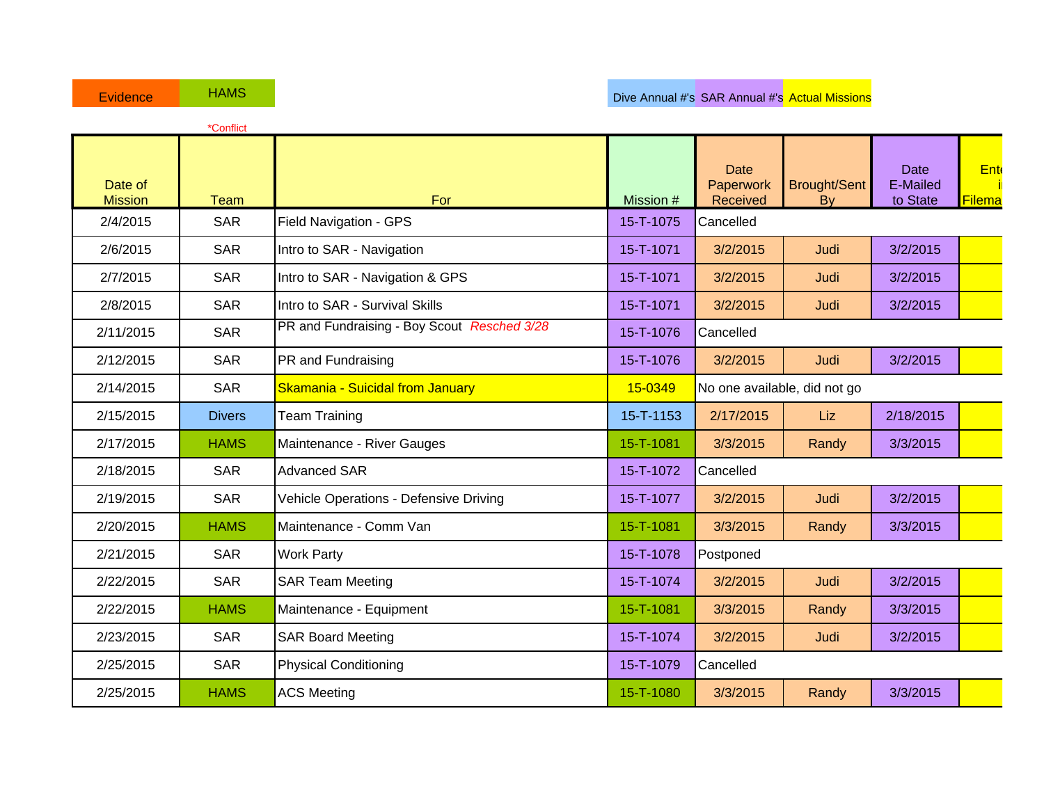| Evidence | HAMS | | | Dive Annual #'s | SAR Annual #'s | Actual Missions |
|---|---|---|---|---|---|---|

*Conflict

| Date of Mission | Team | For | Mission # | Date Paperwork Received | Brought/Sent By | Date E-Mailed to State | Ente i Filema |
|---|---|---|---|---|---|---|---|
| 2/4/2015 | SAR | Field Navigation - GPS | 15-T-1075 | Cancelled | | | |
| 2/6/2015 | SAR | Intro to SAR - Navigation | 15-T-1071 | 3/2/2015 | Judi | 3/2/2015 | |
| 2/7/2015 | SAR | Intro to SAR - Navigation & GPS | 15-T-1071 | 3/2/2015 | Judi | 3/2/2015 | |
| 2/8/2015 | SAR | Intro to SAR - Survival Skills | 15-T-1071 | 3/2/2015 | Judi | 3/2/2015 | |
| 2/11/2015 | SAR | PR and Fundraising - Boy Scout *Resched 3/28* | 15-T-1076 | Cancelled | | | |
| 2/12/2015 | SAR | PR and Fundraising | 15-T-1076 | 3/2/2015 | Judi | 3/2/2015 | |
| 2/14/2015 | SAR | Skamania - Suicidal from January | 15-0349 | No one available, did not go | | | |
| 2/15/2015 | Divers | Team Training | 15-T-1153 | 2/17/2015 | Liz | 2/18/2015 | |
| 2/17/2015 | HAMS | Maintenance - River Gauges | 15-T-1081 | 3/3/2015 | Randy | 3/3/2015 | |
| 2/18/2015 | SAR | Advanced SAR | 15-T-1072 | Cancelled | | | |
| 2/19/2015 | SAR | Vehicle Operations - Defensive Driving | 15-T-1077 | 3/2/2015 | Judi | 3/2/2015 | |
| 2/20/2015 | HAMS | Maintenance - Comm Van | 15-T-1081 | 3/3/2015 | Randy | 3/3/2015 | |
| 2/21/2015 | SAR | Work Party | 15-T-1078 | Postponed | | | |
| 2/22/2015 | SAR | SAR Team Meeting | 15-T-1074 | 3/2/2015 | Judi | 3/2/2015 | |
| 2/22/2015 | HAMS | Maintenance - Equipment | 15-T-1081 | 3/3/2015 | Randy | 3/3/2015 | |
| 2/23/2015 | SAR | SAR Board Meeting | 15-T-1074 | 3/2/2015 | Judi | 3/2/2015 | |
| 2/25/2015 | SAR | Physical Conditioning | 15-T-1079 | Cancelled | | | |
| 2/25/2015 | HAMS | ACS Meeting | 15-T-1080 | 3/3/2015 | Randy | 3/3/2015 | |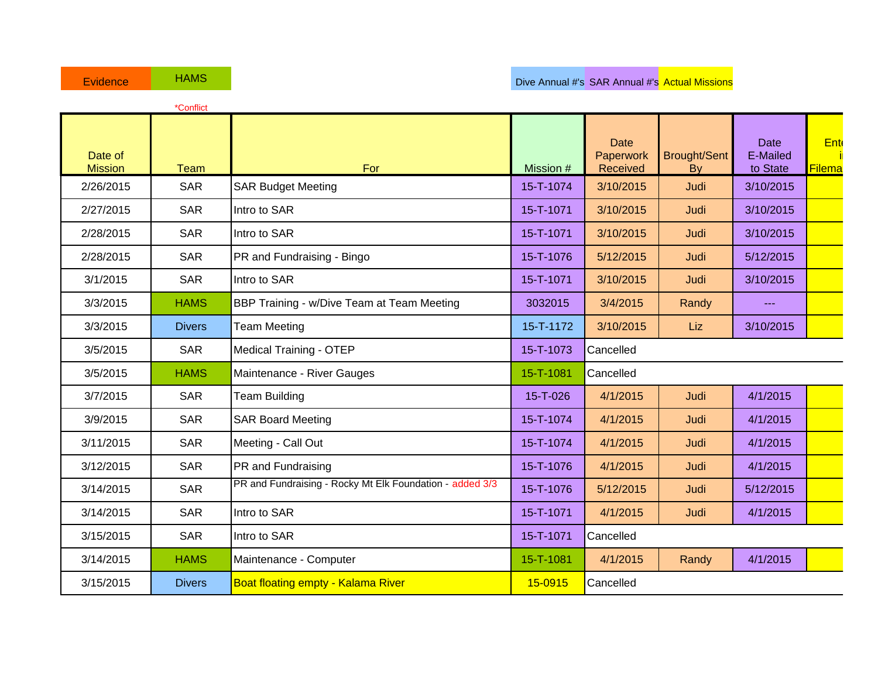| Evidence | HAMS | | | Dive Annual #'s | SAR Annual #'s | Actual Missions |
|---|---|---|---|---|---|---|

*Conflict

| Date of Mission | Team | For | Mission # | Date Paperwork Received | Brought/Sent By | Date E-Mailed to State | Ente i Filema |
|---|---|---|---|---|---|---|---|
| 2/26/2015 | SAR | SAR Budget Meeting | 15-T-1074 | 3/10/2015 | Judi | 3/10/2015 | |
| 2/27/2015 | SAR | Intro to SAR | 15-T-1071 | 3/10/2015 | Judi | 3/10/2015 | |
| 2/28/2015 | SAR | Intro to SAR | 15-T-1071 | 3/10/2015 | Judi | 3/10/2015 | |
| 2/28/2015 | SAR | PR and Fundraising - Bingo | 15-T-1076 | 5/12/2015 | Judi | 5/12/2015 | |
| 3/1/2015 | SAR | Intro to SAR | 15-T-1071 | 3/10/2015 | Judi | 3/10/2015 | |
| 3/3/2015 | HAMS | BBP Training - w/Dive Team at Team Meeting | 3032015 | 3/4/2015 | Randy | --- | |
| 3/3/2015 | Divers | Team Meeting | 15-T-1172 | 3/10/2015 | Liz | 3/10/2015 | |
| 3/5/2015 | SAR | Medical Training - OTEP | 15-T-1073 | Cancelled | | | |
| 3/5/2015 | HAMS | Maintenance - River Gauges | 15-T-1081 | Cancelled | | | |
| 3/7/2015 | SAR | Team Building | 15-T-026 | 4/1/2015 | Judi | 4/1/2015 | |
| 3/9/2015 | SAR | SAR Board Meeting | 15-T-1074 | 4/1/2015 | Judi | 4/1/2015 | |
| 3/11/2015 | SAR | Meeting - Call Out | 15-T-1074 | 4/1/2015 | Judi | 4/1/2015 | |
| 3/12/2015 | SAR | PR and Fundraising | 15-T-1076 | 4/1/2015 | Judi | 4/1/2015 | |
| 3/14/2015 | SAR | PR and Fundraising - Rocky Mt Elk Foundation - added 3/3 | 15-T-1076 | 5/12/2015 | Judi | 5/12/2015 | |
| 3/14/2015 | SAR | Intro to SAR | 15-T-1071 | 4/1/2015 | Judi | 4/1/2015 | |
| 3/15/2015 | SAR | Intro to SAR | 15-T-1071 | Cancelled | | | |
| 3/14/2015 | HAMS | Maintenance - Computer | 15-T-1081 | 4/1/2015 | Randy | 4/1/2015 | |
| 3/15/2015 | Divers | Boat floating empty - Kalama River | 15-0915 | Cancelled | | | |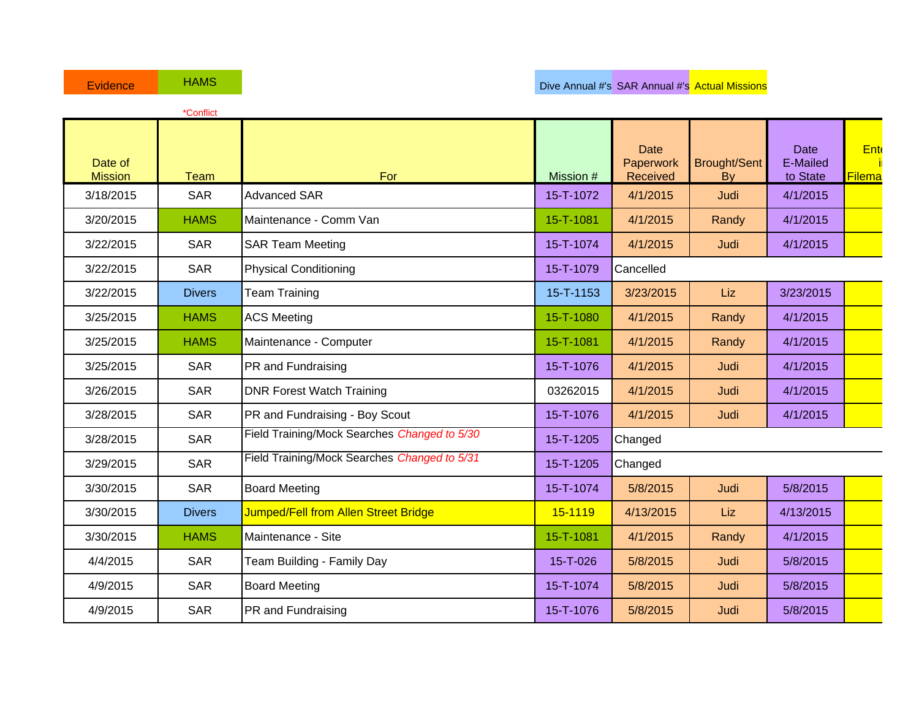| Evidence | HAMS | | | Dive Annual #'s | SAR Annual #'s | Actual Missions | | |
|---|---|---|---|---|---|---|---|---|

*Conflict

| Date of Mission | Team | For | Mission # | Date Paperwork Received | Brought/Sent By | Date E-Mailed to State | Ente i Filema |
|---|---|---|---|---|---|---|---|
| 3/18/2015 | SAR | Advanced SAR | 15-T-1072 | 4/1/2015 | Judi | 4/1/2015 | |
| 3/20/2015 | HAMS | Maintenance - Comm Van | 15-T-1081 | 4/1/2015 | Randy | 4/1/2015 | |
| 3/22/2015 | SAR | SAR Team Meeting | 15-T-1074 | 4/1/2015 | Judi | 4/1/2015 | |
| 3/22/2015 | SAR | Physical Conditioning | 15-T-1079 | Cancelled | | | |
| 3/22/2015 | Divers | Team Training | 15-T-1153 | 3/23/2015 | Liz | 3/23/2015 | |
| 3/25/2015 | HAMS | ACS Meeting | 15-T-1080 | 4/1/2015 | Randy | 4/1/2015 | |
| 3/25/2015 | HAMS | Maintenance - Computer | 15-T-1081 | 4/1/2015 | Randy | 4/1/2015 | |
| 3/25/2015 | SAR | PR and Fundraising | 15-T-1076 | 4/1/2015 | Judi | 4/1/2015 | |
| 3/26/2015 | SAR | DNR Forest Watch Training | 03262015 | 4/1/2015 | Judi | 4/1/2015 | |
| 3/28/2015 | SAR | PR and Fundraising - Boy Scout | 15-T-1076 | 4/1/2015 | Judi | 4/1/2015 | |
| 3/28/2015 | SAR | Field Training/Mock Searches *Changed to 5/30* | 15-T-1205 | Changed | | | |
| 3/29/2015 | SAR | Field Training/Mock Searches *Changed to 5/31* | 15-T-1205 | Changed | | | |
| 3/30/2015 | SAR | Board Meeting | 15-T-1074 | 5/8/2015 | Judi | 5/8/2015 | |
| 3/30/2015 | Divers | Jumped/Fell from Allen Street Bridge | 15-1119 | 4/13/2015 | Liz | 4/13/2015 | |
| 3/30/2015 | HAMS | Maintenance - Site | 15-T-1081 | 4/1/2015 | Randy | 4/1/2015 | |
| 4/4/2015 | SAR | Team Building - Family Day | 15-T-026 | 5/8/2015 | Judi | 5/8/2015 | |
| 4/9/2015 | SAR | Board Meeting | 15-T-1074 | 5/8/2015 | Judi | 5/8/2015 | |
| 4/9/2015 | SAR | PR and Fundraising | 15-T-1076 | 5/8/2015 | Judi | 5/8/2015 | |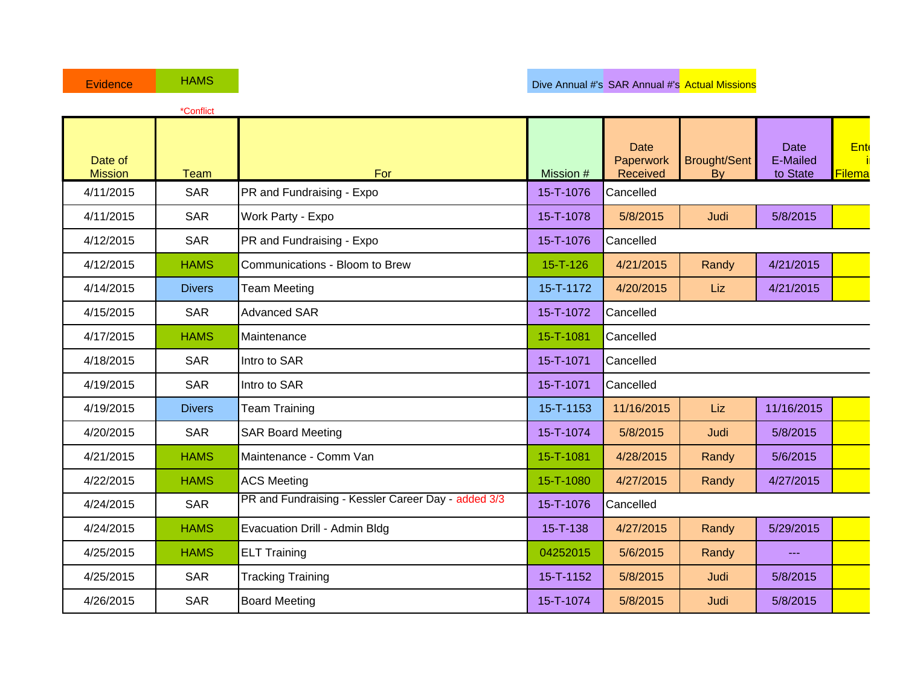| Evidence | HAMS | | | Dive Annual #'s | SAR Annual #'s | Actual Missions |
|---|---|---|---|---|---|---|

*Conflict

| Date of Mission | Team | For | Mission # | Date Paperwork Received | Brought/Sent By | Date E-Mailed to State | Ente i Filema |
|---|---|---|---|---|---|---|---|
| 4/11/2015 | SAR | PR and Fundraising - Expo | 15-T-1076 | Cancelled | | | |
| 4/11/2015 | SAR | Work Party - Expo | 15-T-1078 | 5/8/2015 | Judi | 5/8/2015 | |
| 4/12/2015 | SAR | PR and Fundraising - Expo | 15-T-1076 | Cancelled | | | |
| 4/12/2015 | HAMS | Communications - Bloom to Brew | 15-T-126 | 4/21/2015 | Randy | 4/21/2015 | |
| 4/14/2015 | Divers | Team Meeting | 15-T-1172 | 4/20/2015 | Liz | 4/21/2015 | |
| 4/15/2015 | SAR | Advanced SAR | 15-T-1072 | Cancelled | | | |
| 4/17/2015 | HAMS | Maintenance | 15-T-1081 | Cancelled | | | |
| 4/18/2015 | SAR | Intro to SAR | 15-T-1071 | Cancelled | | | |
| 4/19/2015 | SAR | Intro to SAR | 15-T-1071 | Cancelled | | | |
| 4/19/2015 | Divers | Team Training | 15-T-1153 | 11/16/2015 | Liz | 11/16/2015 | |
| 4/20/2015 | SAR | SAR Board Meeting | 15-T-1074 | 5/8/2015 | Judi | 5/8/2015 | |
| 4/21/2015 | HAMS | Maintenance - Comm Van | 15-T-1081 | 4/28/2015 | Randy | 5/6/2015 | |
| 4/22/2015 | HAMS | ACS Meeting | 15-T-1080 | 4/27/2015 | Randy | 4/27/2015 | |
| 4/24/2015 | SAR | PR and Fundraising - Kessler Career Day - added 3/3 | 15-T-1076 | Cancelled | | | |
| 4/24/2015 | HAMS | Evacuation Drill - Admin Bldg | 15-T-138 | 4/27/2015 | Randy | 5/29/2015 | |
| 4/25/2015 | HAMS | ELT Training | 04252015 | 5/6/2015 | Randy | --- | |
| 4/25/2015 | SAR | Tracking Training | 15-T-1152 | 5/8/2015 | Judi | 5/8/2015 | |
| 4/26/2015 | SAR | Board Meeting | 15-T-1074 | 5/8/2015 | Judi | 5/8/2015 | |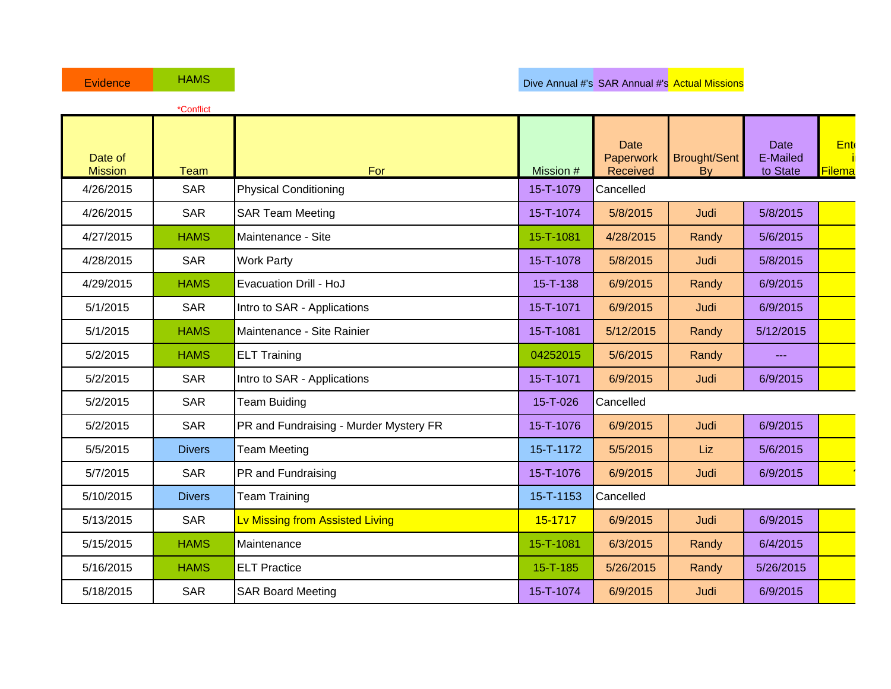| Evidence | HAMS | | | Dive Annual #'s | SAR Annual #'s | Actual Missions |
|---|---|---|---|---|---|---|

*Conflict

| Date of Mission | Team | For | Mission # | Date Paperwork Received | Brought/Sent By | Date E-Mailed to State | Ente i Filema |
|---|---|---|---|---|---|---|---|
| 4/26/2015 | SAR | Physical Conditioning | 15-T-1079 | Cancelled | | | |
| 4/26/2015 | SAR | SAR Team Meeting | 15-T-1074 | 5/8/2015 | Judi | 5/8/2015 | |
| 4/27/2015 | HAMS | Maintenance - Site | 15-T-1081 | 4/28/2015 | Randy | 5/6/2015 | |
| 4/28/2015 | SAR | Work Party | 15-T-1078 | 5/8/2015 | Judi | 5/8/2015 | |
| 4/29/2015 | HAMS | Evacuation Drill - HoJ | 15-T-138 | 6/9/2015 | Randy | 6/9/2015 | |
| 5/1/2015 | SAR | Intro to SAR - Applications | 15-T-1071 | 6/9/2015 | Judi | 6/9/2015 | |
| 5/1/2015 | HAMS | Maintenance - Site Rainier | 15-T-1081 | 5/12/2015 | Randy | 5/12/2015 | |
| 5/2/2015 | HAMS | ELT Training | 04252015 | 5/6/2015 | Randy | --- | |
| 5/2/2015 | SAR | Intro to SAR - Applications | 15-T-1071 | 6/9/2015 | Judi | 6/9/2015 | |
| 5/2/2015 | SAR | Team Buiding | 15-T-026 | Cancelled | | | |
| 5/2/2015 | SAR | PR and Fundraising - Murder Mystery FR | 15-T-1076 | 6/9/2015 | Judi | 6/9/2015 | |
| 5/5/2015 | Divers | Team Meeting | 15-T-1172 | 5/5/2015 | Liz | 5/6/2015 | |
| 5/7/2015 | SAR | PR and Fundraising | 15-T-1076 | 6/9/2015 | Judi | 6/9/2015 | |
| 5/10/2015 | Divers | Team Training | 15-T-1153 | Cancelled | | | |
| 5/13/2015 | SAR | Lv Missing from Assisted Living | 15-1717 | 6/9/2015 | Judi | 6/9/2015 | |
| 5/15/2015 | HAMS | Maintenance | 15-T-1081 | 6/3/2015 | Randy | 6/4/2015 | |
| 5/16/2015 | HAMS | ELT Practice | 15-T-185 | 5/26/2015 | Randy | 5/26/2015 | |
| 5/18/2015 | SAR | SAR Board Meeting | 15-T-1074 | 6/9/2015 | Judi | 6/9/2015 | |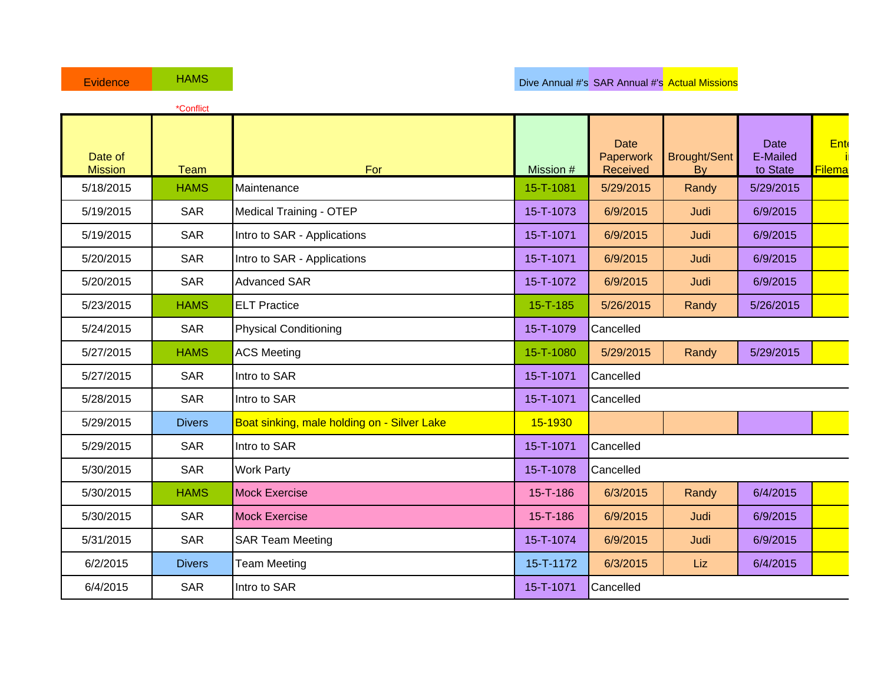| Evidence | HAMS | | | Dive Annual #'s | SAR Annual #'s | Actual Missions | |
|---|---|---|---|---|---|---|---|

*Conflict

| Date of Mission | Team | For | Mission # | Date Paperwork Received | Brought/Sent By | Date E-Mailed to State | Ente i Filema |
|---|---|---|---|---|---|---|---|
| 5/18/2015 | HAMS | Maintenance | 15-T-1081 | 5/29/2015 | Randy | 5/29/2015 | |
| 5/19/2015 | SAR | Medical Training - OTEP | 15-T-1073 | 6/9/2015 | Judi | 6/9/2015 | |
| 5/19/2015 | SAR | Intro to SAR - Applications | 15-T-1071 | 6/9/2015 | Judi | 6/9/2015 | |
| 5/20/2015 | SAR | Intro to SAR - Applications | 15-T-1071 | 6/9/2015 | Judi | 6/9/2015 | |
| 5/20/2015 | SAR | Advanced SAR | 15-T-1072 | 6/9/2015 | Judi | 6/9/2015 | |
| 5/23/2015 | HAMS | ELT Practice | 15-T-185 | 5/26/2015 | Randy | 5/26/2015 | |
| 5/24/2015 | SAR | Physical Conditioning | 15-T-1079 | Cancelled | | | |
| 5/27/2015 | HAMS | ACS Meeting | 15-T-1080 | 5/29/2015 | Randy | 5/29/2015 | |
| 5/27/2015 | SAR | Intro to SAR | 15-T-1071 | Cancelled | | | |
| 5/28/2015 | SAR | Intro to SAR | 15-T-1071 | Cancelled | | | |
| 5/29/2015 | Divers | Boat sinking, male holding on - Silver Lake | 15-1930 | | | | |
| 5/29/2015 | SAR | Intro to SAR | 15-T-1071 | Cancelled | | | |
| 5/30/2015 | SAR | Work Party | 15-T-1078 | Cancelled | | | |
| 5/30/2015 | HAMS | Mock Exercise | 15-T-186 | 6/3/2015 | Randy | 6/4/2015 | |
| 5/30/2015 | SAR | Mock Exercise | 15-T-186 | 6/9/2015 | Judi | 6/9/2015 | |
| 5/31/2015 | SAR | SAR Team Meeting | 15-T-1074 | 6/9/2015 | Judi | 6/9/2015 | |
| 6/2/2015 | Divers | Team Meeting | 15-T-1172 | 6/3/2015 | Liz | 6/4/2015 | |
| 6/4/2015 | SAR | Intro to SAR | 15-T-1071 | Cancelled | | | |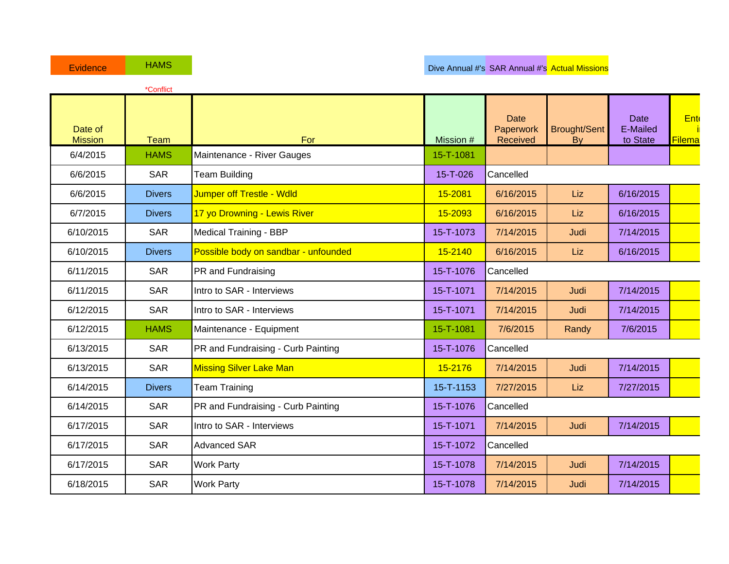| Evidence | HAMS | | | Dive Annual #'s | SAR Annual #'s | Actual Missions |
|---|---|---|---|---|---|---|

*Conflict

| Date of Mission | Team | For | Mission # | Date Paperwork Received | Brought/Sent By | Date E-Mailed to State | Ente i Filema |
|---|---|---|---|---|---|---|---|
| 6/4/2015 | HAMS | Maintenance - River Gauges | 15-T-1081 | | | | |
| 6/6/2015 | SAR | Team Building | 15-T-026 | Cancelled | | | |
| 6/6/2015 | Divers | Jumper off Trestle - Wdld | 15-2081 | 6/16/2015 | Liz | 6/16/2015 | |
| 6/7/2015 | Divers | 17 yo Drowning - Lewis River | 15-2093 | 6/16/2015 | Liz | 6/16/2015 | |
| 6/10/2015 | SAR | Medical Training - BBP | 15-T-1073 | 7/14/2015 | Judi | 7/14/2015 | |
| 6/10/2015 | Divers | Possible body on sandbar - unfounded | 15-2140 | 6/16/2015 | Liz | 6/16/2015 | |
| 6/11/2015 | SAR | PR and Fundraising | 15-T-1076 | Cancelled | | | |
| 6/11/2015 | SAR | Intro to SAR - Interviews | 15-T-1071 | 7/14/2015 | Judi | 7/14/2015 | |
| 6/12/2015 | SAR | Intro to SAR - Interviews | 15-T-1071 | 7/14/2015 | Judi | 7/14/2015 | |
| 6/12/2015 | HAMS | Maintenance - Equipment | 15-T-1081 | 7/6/2015 | Randy | 7/6/2015 | |
| 6/13/2015 | SAR | PR and Fundraising - Curb Painting | 15-T-1076 | Cancelled | | | |
| 6/13/2015 | SAR | Missing Silver Lake Man | 15-2176 | 7/14/2015 | Judi | 7/14/2015 | |
| 6/14/2015 | Divers | Team Training | 15-T-1153 | 7/27/2015 | Liz | 7/27/2015 | |
| 6/14/2015 | SAR | PR and Fundraising - Curb Painting | 15-T-1076 | Cancelled | | | |
| 6/17/2015 | SAR | Intro to SAR - Interviews | 15-T-1071 | 7/14/2015 | Judi | 7/14/2015 | |
| 6/17/2015 | SAR | Advanced SAR | 15-T-1072 | Cancelled | | | |
| 6/17/2015 | SAR | Work Party | 15-T-1078 | 7/14/2015 | Judi | 7/14/2015 | |
| 6/18/2015 | SAR | Work Party | 15-T-1078 | 7/14/2015 | Judi | 7/14/2015 | |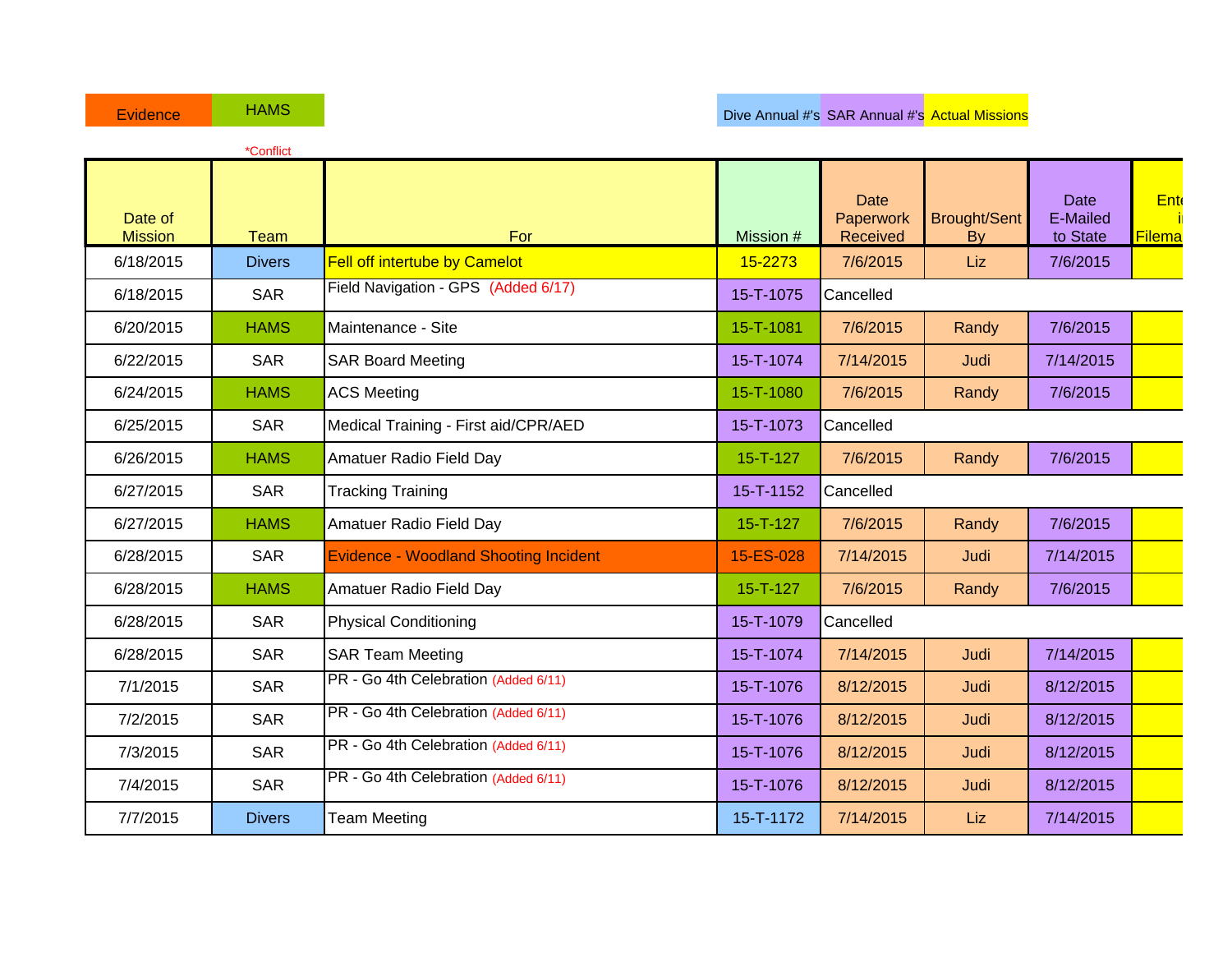Evidence | HAMS | Dive Annual #'s | SAR Annual #'s | Actual Missions

*Conflict

| Date of Mission | Team | For | Mission # | Date Paperwork Received | Brought/Sent By | Date E-Mailed to State | Ente i Filema |
|---|---|---|---|---|---|---|---|
| 6/18/2015 | Divers | Fell off intertube by Camelot | 15-2273 | 7/6/2015 | Liz | 7/6/2015 | |
| 6/18/2015 | SAR | Field Navigation - GPS (Added 6/17) | 15-T-1075 | Cancelled | | | |
| 6/20/2015 | HAMS | Maintenance - Site | 15-T-1081 | 7/6/2015 | Randy | 7/6/2015 | |
| 6/22/2015 | SAR | SAR Board Meeting | 15-T-1074 | 7/14/2015 | Judi | 7/14/2015 | |
| 6/24/2015 | HAMS | ACS Meeting | 15-T-1080 | 7/6/2015 | Randy | 7/6/2015 | |
| 6/25/2015 | SAR | Medical Training - First aid/CPR/AED | 15-T-1073 | Cancelled | | | |
| 6/26/2015 | HAMS | Amatuer Radio Field Day | 15-T-127 | 7/6/2015 | Randy | 7/6/2015 | |
| 6/27/2015 | SAR | Tracking Training | 15-T-1152 | Cancelled | | | |
| 6/27/2015 | HAMS | Amatuer Radio Field Day | 15-T-127 | 7/6/2015 | Randy | 7/6/2015 | |
| 6/28/2015 | SAR | Evidence - Woodland Shooting Incident | 15-ES-028 | 7/14/2015 | Judi | 7/14/2015 | |
| 6/28/2015 | HAMS | Amatuer Radio Field Day | 15-T-127 | 7/6/2015 | Randy | 7/6/2015 | |
| 6/28/2015 | SAR | Physical Conditioning | 15-T-1079 | Cancelled | | | |
| 6/28/2015 | SAR | SAR Team Meeting | 15-T-1074 | 7/14/2015 | Judi | 7/14/2015 | |
| 7/1/2015 | SAR | PR - Go 4th Celebration (Added 6/11) | 15-T-1076 | 8/12/2015 | Judi | 8/12/2015 | |
| 7/2/2015 | SAR | PR - Go 4th Celebration (Added 6/11) | 15-T-1076 | 8/12/2015 | Judi | 8/12/2015 | |
| 7/3/2015 | SAR | PR - Go 4th Celebration (Added 6/11) | 15-T-1076 | 8/12/2015 | Judi | 8/12/2015 | |
| 7/4/2015 | SAR | PR - Go 4th Celebration (Added 6/11) | 15-T-1076 | 8/12/2015 | Judi | 8/12/2015 | |
| 7/7/2015 | Divers | Team Meeting | 15-T-1172 | 7/14/2015 | Liz | 7/14/2015 | |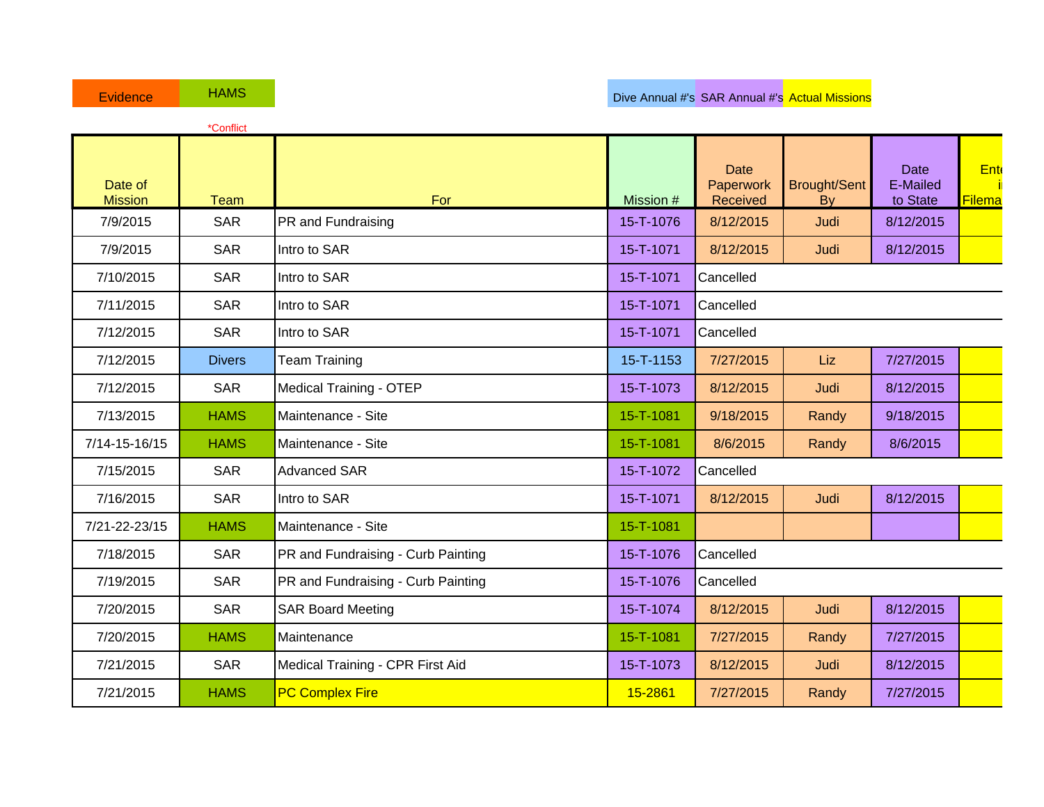| Evidence | HAMS | | | Dive Annual #'s | SAR Annual #'s | Actual Missions | |
|---|---|---|---|---|---|---|---|
| | *Conflict | | | | | | |

| Date of Mission | Team | For | Mission # | Date Paperwork Received | Brought/Sent By | Date E-Mailed to State | Ent i Filema |
|---|---|---|---|---|---|---|---|
| 7/9/2015 | SAR | PR and Fundraising | 15-T-1076 | 8/12/2015 | Judi | 8/12/2015 | |
| 7/9/2015 | SAR | Intro to SAR | 15-T-1071 | 8/12/2015 | Judi | 8/12/2015 | |
| 7/10/2015 | SAR | Intro to SAR | 15-T-1071 | Cancelled | | | |
| 7/11/2015 | SAR | Intro to SAR | 15-T-1071 | Cancelled | | | |
| 7/12/2015 | SAR | Intro to SAR | 15-T-1071 | Cancelled | | | |
| 7/12/2015 | Divers | Team Training | 15-T-1153 | 7/27/2015 | Liz | 7/27/2015 | |
| 7/12/2015 | SAR | Medical Training - OTEP | 15-T-1073 | 8/12/2015 | Judi | 8/12/2015 | |
| 7/13/2015 | HAMS | Maintenance - Site | 15-T-1081 | 9/18/2015 | Randy | 9/18/2015 | |
| 7/14-15-16/15 | HAMS | Maintenance - Site | 15-T-1081 | 8/6/2015 | Randy | 8/6/2015 | |
| 7/15/2015 | SAR | Advanced SAR | 15-T-1072 | Cancelled | | | |
| 7/16/2015 | SAR | Intro to SAR | 15-T-1071 | 8/12/2015 | Judi | 8/12/2015 | |
| 7/21-22-23/15 | HAMS | Maintenance - Site | 15-T-1081 | | | | |
| 7/18/2015 | SAR | PR and Fundraising - Curb Painting | 15-T-1076 | Cancelled | | | |
| 7/19/2015 | SAR | PR and Fundraising - Curb Painting | 15-T-1076 | Cancelled | | | |
| 7/20/2015 | SAR | SAR Board Meeting | 15-T-1074 | 8/12/2015 | Judi | 8/12/2015 | |
| 7/20/2015 | HAMS | Maintenance | 15-T-1081 | 7/27/2015 | Randy | 7/27/2015 | |
| 7/21/2015 | SAR | Medical Training - CPR First Aid | 15-T-1073 | 8/12/2015 | Judi | 8/12/2015 | |
| 7/21/2015 | HAMS | PC Complex Fire | 15-2861 | 7/27/2015 | Randy | 7/27/2015 | |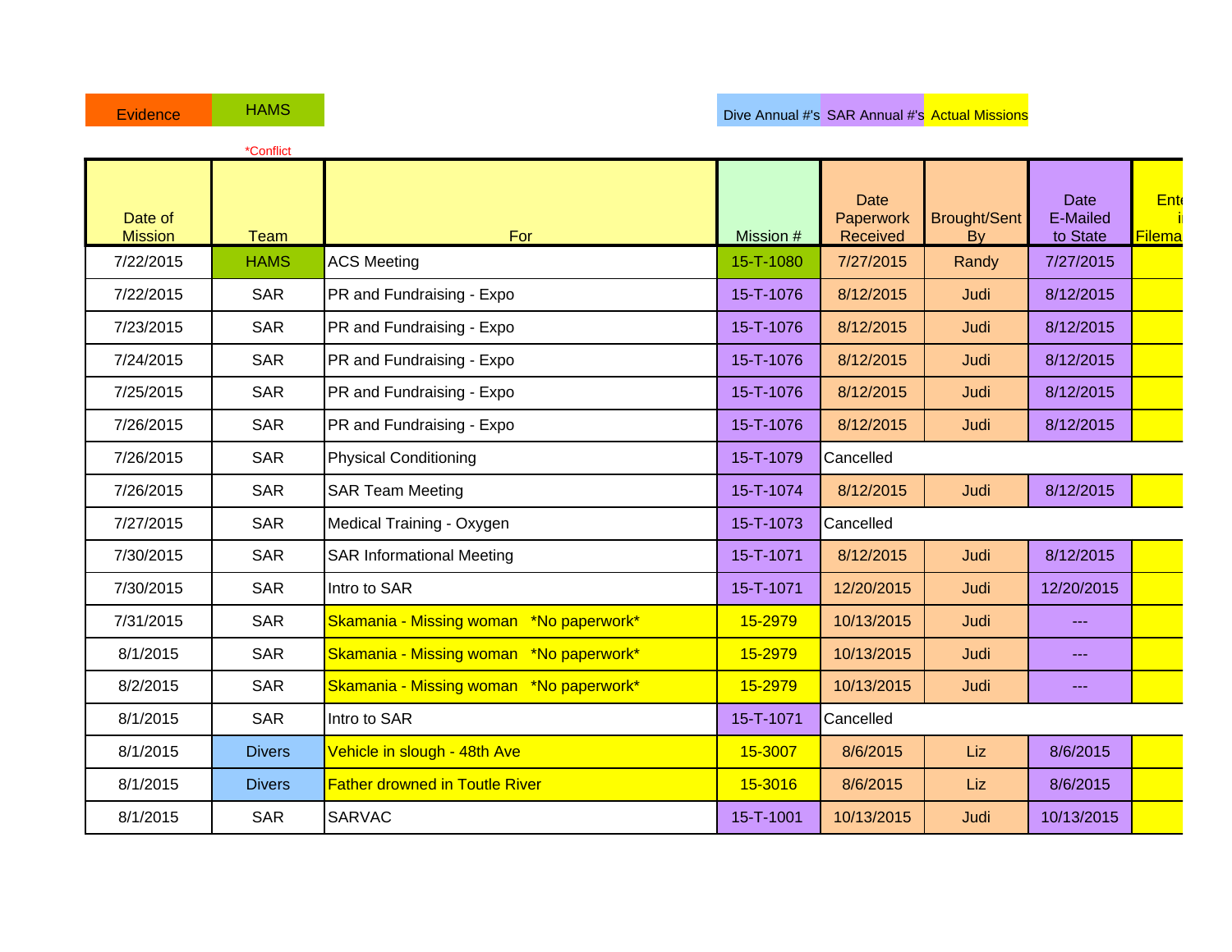| Evidence | HAMS | | | Dive Annual #'s | SAR Annual #'s | Actual Missions |
|---|---|---|---|---|---|---|

*Conflict

| Date of Mission | Team | For | Mission # | Date Paperwork Received | Brought/Sent By | Date E-Mailed to State | Ente i Filema |
|---|---|---|---|---|---|---|---|
| 7/22/2015 | HAMS | ACS Meeting | 15-T-1080 | 7/27/2015 | Randy | 7/27/2015 | |
| 7/22/2015 | SAR | PR and Fundraising - Expo | 15-T-1076 | 8/12/2015 | Judi | 8/12/2015 | |
| 7/23/2015 | SAR | PR and Fundraising - Expo | 15-T-1076 | 8/12/2015 | Judi | 8/12/2015 | |
| 7/24/2015 | SAR | PR and Fundraising - Expo | 15-T-1076 | 8/12/2015 | Judi | 8/12/2015 | |
| 7/25/2015 | SAR | PR and Fundraising - Expo | 15-T-1076 | 8/12/2015 | Judi | 8/12/2015 | |
| 7/26/2015 | SAR | PR and Fundraising - Expo | 15-T-1076 | 8/12/2015 | Judi | 8/12/2015 | |
| 7/26/2015 | SAR | Physical Conditioning | 15-T-1079 | Cancelled | | | |
| 7/26/2015 | SAR | SAR Team Meeting | 15-T-1074 | 8/12/2015 | Judi | 8/12/2015 | |
| 7/27/2015 | SAR | Medical Training - Oxygen | 15-T-1073 | Cancelled | | | |
| 7/30/2015 | SAR | SAR Informational Meeting | 15-T-1071 | 8/12/2015 | Judi | 8/12/2015 | |
| 7/30/2015 | SAR | Intro to SAR | 15-T-1071 | 12/20/2015 | Judi | 12/20/2015 | |
| 7/31/2015 | SAR | Skamania - Missing woman *No paperwork* | 15-2979 | 10/13/2015 | Judi | --- | |
| 8/1/2015 | SAR | Skamania - Missing woman *No paperwork* | 15-2979 | 10/13/2015 | Judi | --- | |
| 8/2/2015 | SAR | Skamania - Missing woman *No paperwork* | 15-2979 | 10/13/2015 | Judi | --- | |
| 8/1/2015 | SAR | Intro to SAR | 15-T-1071 | Cancelled | | | |
| 8/1/2015 | Divers | Vehicle in slough - 48th Ave | 15-3007 | 8/6/2015 | Liz | 8/6/2015 | |
| 8/1/2015 | Divers | Father drowned in Toutle River | 15-3016 | 8/6/2015 | Liz | 8/6/2015 | |
| 8/1/2015 | SAR | SARVAC | 15-T-1001 | 10/13/2015 | Judi | 10/13/2015 | |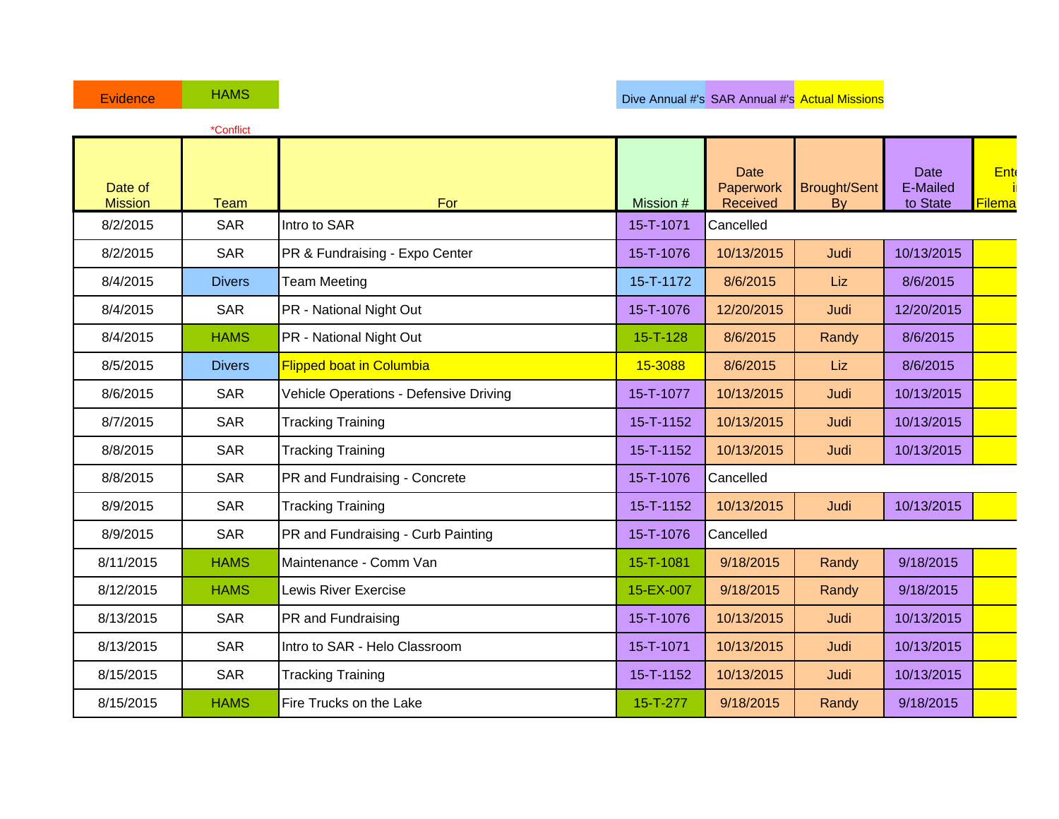Evidence | HAMS | Dive Annual #'s | SAR Annual #'s | Actual Missions

*Conflict

| Date of Mission | Team | For | Mission # | Date Paperwork Received | Brought/Sent By | Date E-Mailed to State | Ente i Filema |
|---|---|---|---|---|---|---|---|
| 8/2/2015 | SAR | Intro to SAR | 15-T-1071 | Cancelled | | | |
| 8/2/2015 | SAR | PR & Fundraising - Expo Center | 15-T-1076 | 10/13/2015 | Judi | 10/13/2015 | |
| 8/4/2015 | Divers | Team Meeting | 15-T-1172 | 8/6/2015 | Liz | 8/6/2015 | |
| 8/4/2015 | SAR | PR - National Night Out | 15-T-1076 | 12/20/2015 | Judi | 12/20/2015 | |
| 8/4/2015 | HAMS | PR - National Night Out | 15-T-128 | 8/6/2015 | Randy | 8/6/2015 | |
| 8/5/2015 | Divers | Flipped boat in Columbia | 15-3088 | 8/6/2015 | Liz | 8/6/2015 | |
| 8/6/2015 | SAR | Vehicle Operations - Defensive Driving | 15-T-1077 | 10/13/2015 | Judi | 10/13/2015 | |
| 8/7/2015 | SAR | Tracking Training | 15-T-1152 | 10/13/2015 | Judi | 10/13/2015 | |
| 8/8/2015 | SAR | Tracking Training | 15-T-1152 | 10/13/2015 | Judi | 10/13/2015 | |
| 8/8/2015 | SAR | PR and Fundraising - Concrete | 15-T-1076 | Cancelled | | | |
| 8/9/2015 | SAR | Tracking Training | 15-T-1152 | 10/13/2015 | Judi | 10/13/2015 | |
| 8/9/2015 | SAR | PR and Fundraising - Curb Painting | 15-T-1076 | Cancelled | | | |
| 8/11/2015 | HAMS | Maintenance - Comm Van | 15-T-1081 | 9/18/2015 | Randy | 9/18/2015 | |
| 8/12/2015 | HAMS | Lewis River Exercise | 15-EX-007 | 9/18/2015 | Randy | 9/18/2015 | |
| 8/13/2015 | SAR | PR and Fundraising | 15-T-1076 | 10/13/2015 | Judi | 10/13/2015 | |
| 8/13/2015 | SAR | Intro to SAR - Helo Classroom | 15-T-1071 | 10/13/2015 | Judi | 10/13/2015 | |
| 8/15/2015 | SAR | Tracking Training | 15-T-1152 | 10/13/2015 | Judi | 10/13/2015 | |
| 8/15/2015 | HAMS | Fire Trucks on the Lake | 15-T-277 | 9/18/2015 | Randy | 9/18/2015 | |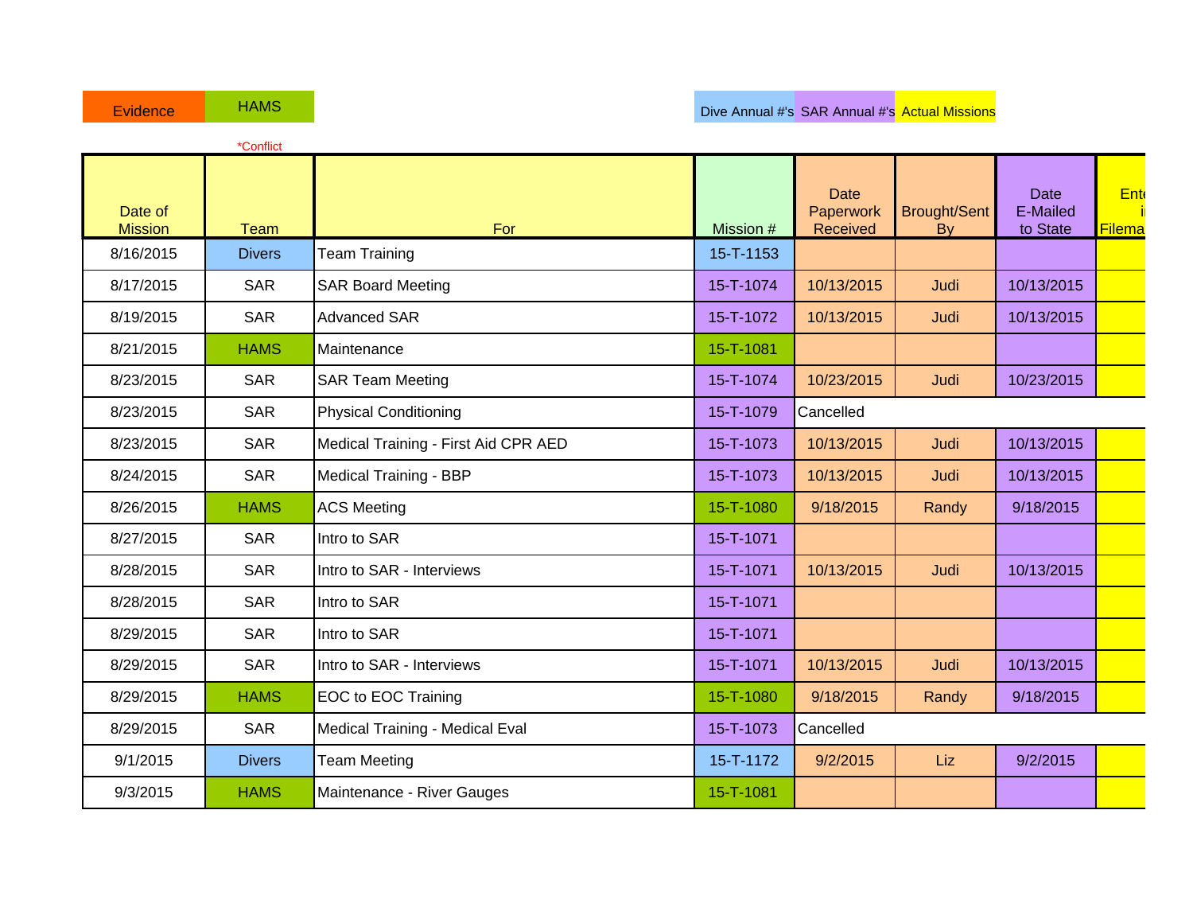| Evidence | HAMS | | | Dive Annual #'s | SAR Annual #'s | Actual Missions |
|---|---|---|---|---|---|---|

*Conflict

| Date of Mission | Team | For | Mission # | Date Paperwork Received | Brought/Sent By | Date E-Mailed to State | Ente i Filema |
|---|---|---|---|---|---|---|---|
| 8/16/2015 | Divers | Team Training | 15-T-1153 | | | | |
| 8/17/2015 | SAR | SAR Board Meeting | 15-T-1074 | 10/13/2015 | Judi | 10/13/2015 | |
| 8/19/2015 | SAR | Advanced SAR | 15-T-1072 | 10/13/2015 | Judi | 10/13/2015 | |
| 8/21/2015 | HAMS | Maintenance | 15-T-1081 | | | | |
| 8/23/2015 | SAR | SAR Team Meeting | 15-T-1074 | 10/23/2015 | Judi | 10/23/2015 | |
| 8/23/2015 | SAR | Physical Conditioning | 15-T-1079 | Cancelled | | | |
| 8/23/2015 | SAR | Medical Training - First Aid CPR AED | 15-T-1073 | 10/13/2015 | Judi | 10/13/2015 | |
| 8/24/2015 | SAR | Medical Training - BBP | 15-T-1073 | 10/13/2015 | Judi | 10/13/2015 | |
| 8/26/2015 | HAMS | ACS Meeting | 15-T-1080 | 9/18/2015 | Randy | 9/18/2015 | |
| 8/27/2015 | SAR | Intro to SAR | 15-T-1071 | | | | |
| 8/28/2015 | SAR | Intro to SAR - Interviews | 15-T-1071 | 10/13/2015 | Judi | 10/13/2015 | |
| 8/28/2015 | SAR | Intro to SAR | 15-T-1071 | | | | |
| 8/29/2015 | SAR | Intro to SAR | 15-T-1071 | | | | |
| 8/29/2015 | SAR | Intro to SAR - Interviews | 15-T-1071 | 10/13/2015 | Judi | 10/13/2015 | |
| 8/29/2015 | HAMS | EOC to EOC Training | 15-T-1080 | 9/18/2015 | Randy | 9/18/2015 | |
| 8/29/2015 | SAR | Medical Training - Medical Eval | 15-T-1073 | Cancelled | | | |
| 9/1/2015 | Divers | Team Meeting | 15-T-1172 | 9/2/2015 | Liz | 9/2/2015 | |
| 9/3/2015 | HAMS | Maintenance - River Gauges | 15-T-1081 | | | | |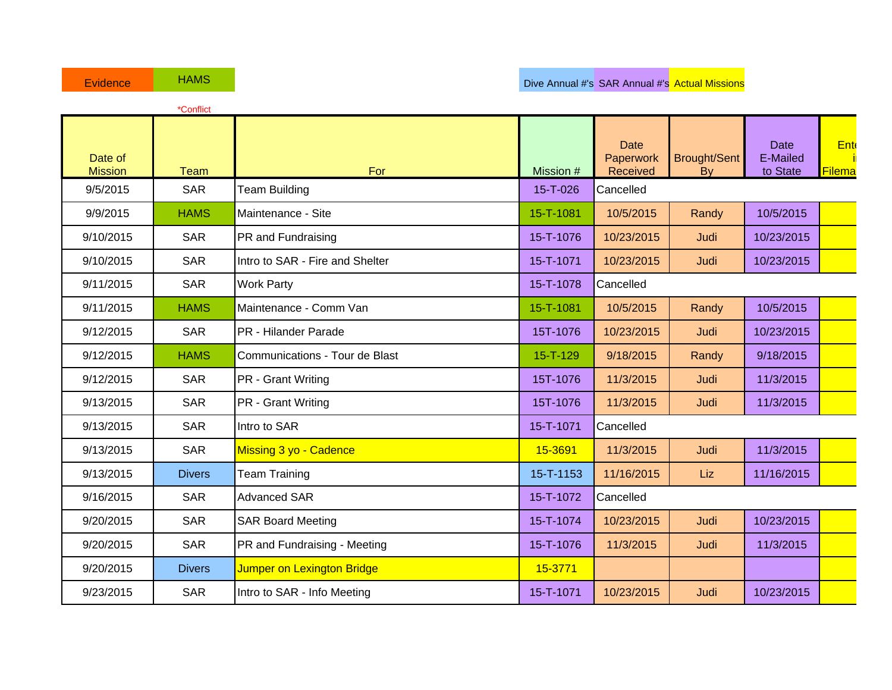Evidence | HAMS | | | Dive Annual #'s | SAR Annual #'s | Actual Missions

*Conflict

| Date of Mission | Team | For | Mission # | Date Paperwork Received | Brought/Sent By | Date E-Mailed to State | Ent i Filema |
|---|---|---|---|---|---|---|---|
| 9/5/2015 | SAR | Team Building | 15-T-026 | Cancelled | | | |
| 9/9/2015 | HAMS | Maintenance - Site | 15-T-1081 | 10/5/2015 | Randy | 10/5/2015 | |
| 9/10/2015 | SAR | PR and Fundraising | 15-T-1076 | 10/23/2015 | Judi | 10/23/2015 | |
| 9/10/2015 | SAR | Intro to SAR - Fire and Shelter | 15-T-1071 | 10/23/2015 | Judi | 10/23/2015 | |
| 9/11/2015 | SAR | Work Party | 15-T-1078 | Cancelled | | | |
| 9/11/2015 | HAMS | Maintenance - Comm Van | 15-T-1081 | 10/5/2015 | Randy | 10/5/2015 | |
| 9/12/2015 | SAR | PR - Hilander Parade | 15T-1076 | 10/23/2015 | Judi | 10/23/2015 | |
| 9/12/2015 | HAMS | Communications - Tour de Blast | 15-T-129 | 9/18/2015 | Randy | 9/18/2015 | |
| 9/12/2015 | SAR | PR - Grant Writing | 15T-1076 | 11/3/2015 | Judi | 11/3/2015 | |
| 9/13/2015 | SAR | PR - Grant Writing | 15T-1076 | 11/3/2015 | Judi | 11/3/2015 | |
| 9/13/2015 | SAR | Intro to SAR | 15-T-1071 | Cancelled | | | |
| 9/13/2015 | SAR | Missing 3 yo - Cadence | 15-3691 | 11/3/2015 | Judi | 11/3/2015 | |
| 9/13/2015 | Divers | Team Training | 15-T-1153 | 11/16/2015 | Liz | 11/16/2015 | |
| 9/16/2015 | SAR | Advanced SAR | 15-T-1072 | Cancelled | | | |
| 9/20/2015 | SAR | SAR Board Meeting | 15-T-1074 | 10/23/2015 | Judi | 10/23/2015 | |
| 9/20/2015 | SAR | PR and Fundraising - Meeting | 15-T-1076 | 11/3/2015 | Judi | 11/3/2015 | |
| 9/20/2015 | Divers | Jumper on Lexington Bridge | 15-3771 | | | | |
| 9/23/2015 | SAR | Intro to SAR - Info Meeting | 15-T-1071 | 10/23/2015 | Judi | 10/23/2015 | |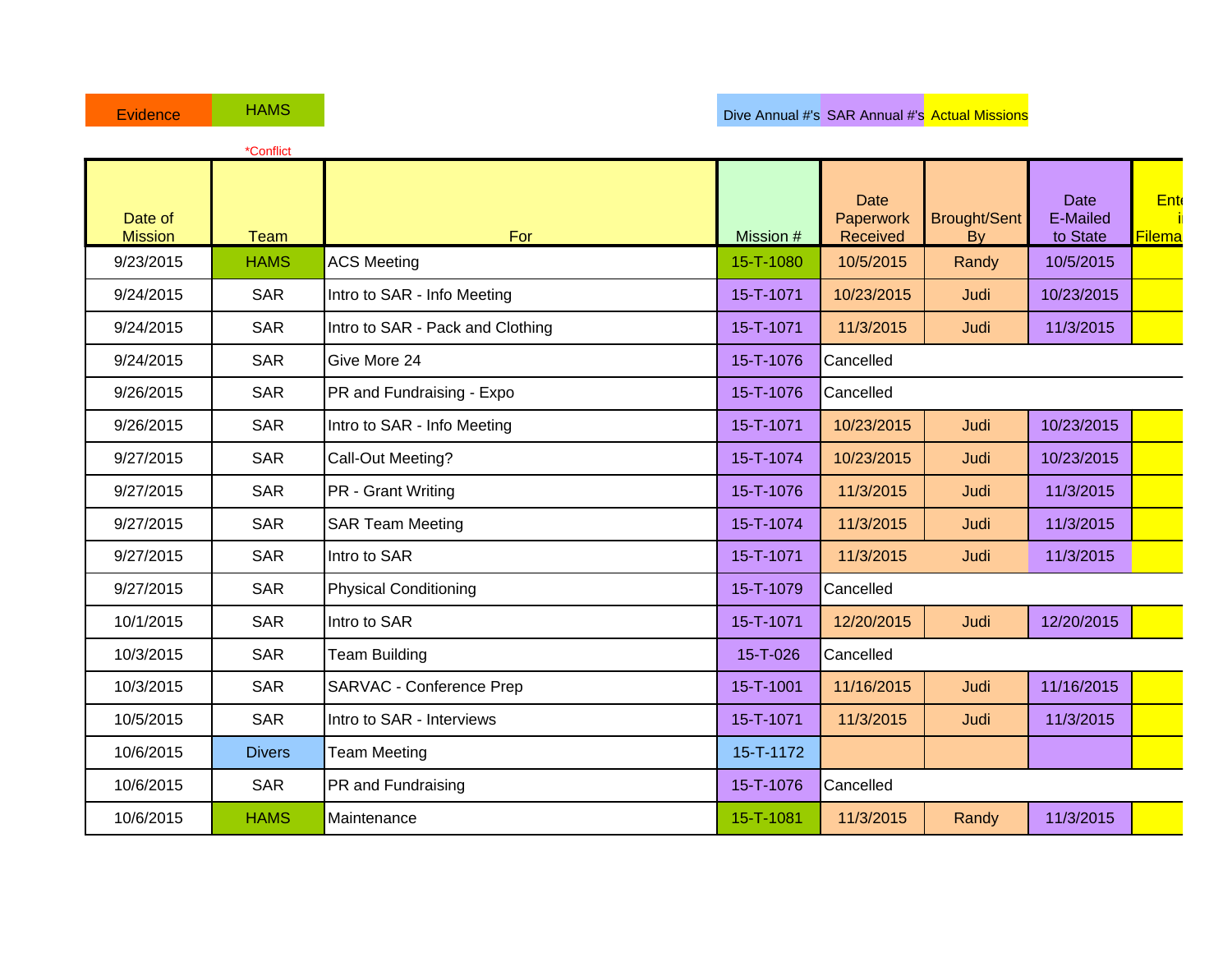| Evidence | HAMS | | | Dive Annual #'s | SAR Annual #'s | Actual Missions |
|---|---|---|---|---|---|---|

*Conflict

| Date of Mission | Team | For | Mission # | Date Paperwork Received | Brought/Sent By | Date E-Mailed to State | Ente i Filema |
|---|---|---|---|---|---|---|---|
| 9/23/2015 | HAMS | ACS Meeting | 15-T-1080 | 10/5/2015 | Randy | 10/5/2015 | |
| 9/24/2015 | SAR | Intro to SAR - Info Meeting | 15-T-1071 | 10/23/2015 | Judi | 10/23/2015 | |
| 9/24/2015 | SAR | Intro to SAR - Pack and Clothing | 15-T-1071 | 11/3/2015 | Judi | 11/3/2015 | |
| 9/24/2015 | SAR | Give More 24 | 15-T-1076 | Cancelled | | | |
| 9/26/2015 | SAR | PR and Fundraising - Expo | 15-T-1076 | Cancelled | | | |
| 9/26/2015 | SAR | Intro to SAR - Info Meeting | 15-T-1071 | 10/23/2015 | Judi | 10/23/2015 | |
| 9/27/2015 | SAR | Call-Out Meeting? | 15-T-1074 | 10/23/2015 | Judi | 10/23/2015 | |
| 9/27/2015 | SAR | PR - Grant Writing | 15-T-1076 | 11/3/2015 | Judi | 11/3/2015 | |
| 9/27/2015 | SAR | SAR Team Meeting | 15-T-1074 | 11/3/2015 | Judi | 11/3/2015 | |
| 9/27/2015 | SAR | Intro to SAR | 15-T-1071 | 11/3/2015 | Judi | 11/3/2015 | |
| 9/27/2015 | SAR | Physical Conditioning | 15-T-1079 | Cancelled | | | |
| 10/1/2015 | SAR | Intro to SAR | 15-T-1071 | 12/20/2015 | Judi | 12/20/2015 | |
| 10/3/2015 | SAR | Team Building | 15-T-026 | Cancelled | | | |
| 10/3/2015 | SAR | SARVAC - Conference Prep | 15-T-1001 | 11/16/2015 | Judi | 11/16/2015 | |
| 10/5/2015 | SAR | Intro to SAR - Interviews | 15-T-1071 | 11/3/2015 | Judi | 11/3/2015 | |
| 10/6/2015 | Divers | Team Meeting | 15-T-1172 | | | | |
| 10/6/2015 | SAR | PR and Fundraising | 15-T-1076 | Cancelled | | | |
| 10/6/2015 | HAMS | Maintenance | 15-T-1081 | 11/3/2015 | Randy | 11/3/2015 | |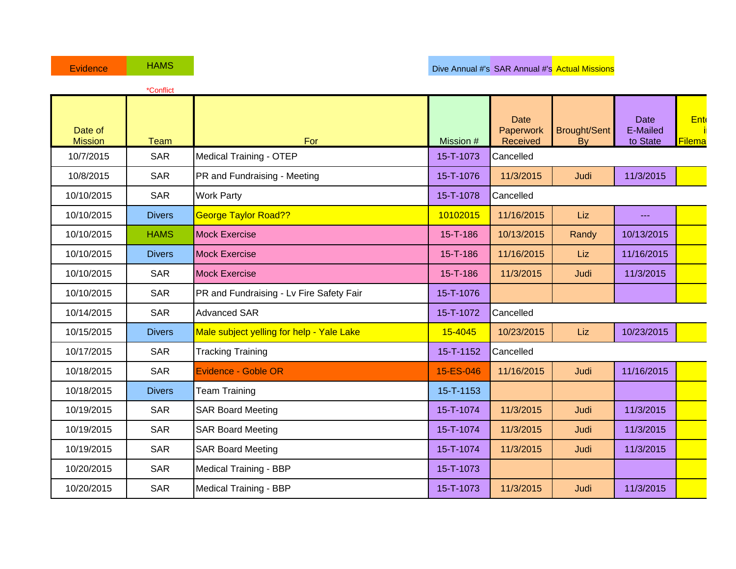| Evidence | HAMS | | | Dive Annual #'s | SAR Annual #'s | Actual Missions |
|---|---|---|---|---|---|---|

*Conflict

| Date of Mission | Team | For | Mission # | Date Paperwork Received | Brought/Sent By | Date E-Mailed to State | Ente i Filema |
|---|---|---|---|---|---|---|---|
| 10/7/2015 | SAR | Medical Training - OTEP | 15-T-1073 | Cancelled | | | |
| 10/8/2015 | SAR | PR and Fundraising - Meeting | 15-T-1076 | 11/3/2015 | Judi | 11/3/2015 | |
| 10/10/2015 | SAR | Work Party | 15-T-1078 | Cancelled | | | |
| 10/10/2015 | Divers | George Taylor Road?? | 10102015 | 11/16/2015 | Liz | --- | |
| 10/10/2015 | HAMS | Mock Exercise | 15-T-186 | 10/13/2015 | Randy | 10/13/2015 | |
| 10/10/2015 | Divers | Mock Exercise | 15-T-186 | 11/16/2015 | Liz | 11/16/2015 | |
| 10/10/2015 | SAR | Mock Exercise | 15-T-186 | 11/3/2015 | Judi | 11/3/2015 | |
| 10/10/2015 | SAR | PR and Fundraising - Lv Fire Safety Fair | 15-T-1076 | | | | |
| 10/14/2015 | SAR | Advanced SAR | 15-T-1072 | Cancelled | | | |
| 10/15/2015 | Divers | Male subject yelling for help - Yale Lake | 15-4045 | 10/23/2015 | Liz | 10/23/2015 | |
| 10/17/2015 | SAR | Tracking Training | 15-T-1152 | Cancelled | | | |
| 10/18/2015 | SAR | Evidence - Goble OR | 15-ES-046 | 11/16/2015 | Judi | 11/16/2015 | |
| 10/18/2015 | Divers | Team Training | 15-T-1153 | | | | |
| 10/19/2015 | SAR | SAR Board Meeting | 15-T-1074 | 11/3/2015 | Judi | 11/3/2015 | |
| 10/19/2015 | SAR | SAR Board Meeting | 15-T-1074 | 11/3/2015 | Judi | 11/3/2015 | |
| 10/19/2015 | SAR | SAR Board Meeting | 15-T-1074 | 11/3/2015 | Judi | 11/3/2015 | |
| 10/20/2015 | SAR | Medical Training - BBP | 15-T-1073 | | | | |
| 10/20/2015 | SAR | Medical Training - BBP | 15-T-1073 | 11/3/2015 | Judi | 11/3/2015 | |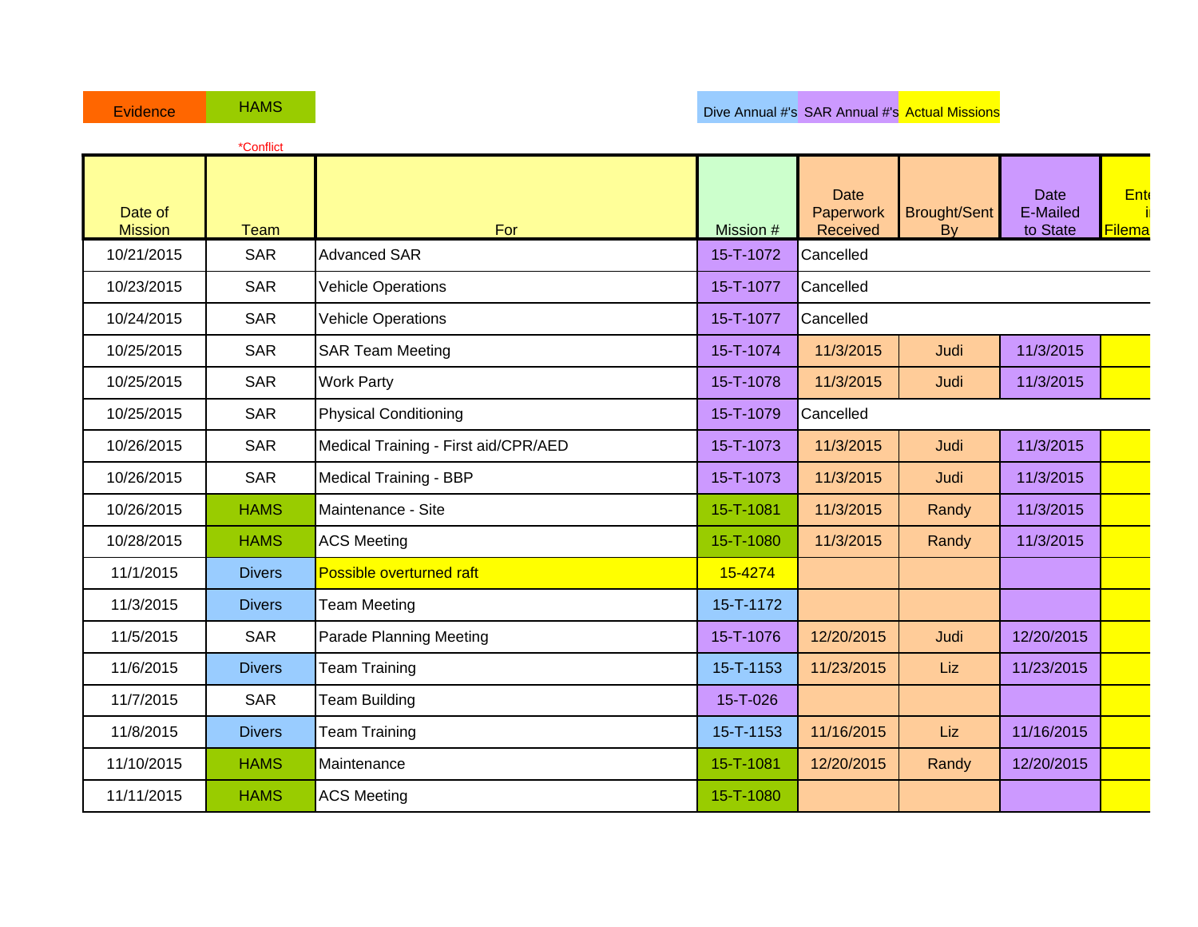Evidence | HAMS | Dive Annual #'s | SAR Annual #'s | Actual Missions

*Conflict

| Date of Mission | Team | For | Mission # | Date Paperwork Received | Brought/Sent By | Date E-Mailed to State | Ente i Filema |
|---|---|---|---|---|---|---|---|
| 10/21/2015 | SAR | Advanced SAR | 15-T-1072 | Cancelled | | | |
| 10/23/2015 | SAR | Vehicle Operations | 15-T-1077 | Cancelled | | | |
| 10/24/2015 | SAR | Vehicle Operations | 15-T-1077 | Cancelled | | | |
| 10/25/2015 | SAR | SAR Team Meeting | 15-T-1074 | 11/3/2015 | Judi | 11/3/2015 | |
| 10/25/2015 | SAR | Work Party | 15-T-1078 | 11/3/2015 | Judi | 11/3/2015 | |
| 10/25/2015 | SAR | Physical Conditioning | 15-T-1079 | Cancelled | | | |
| 10/26/2015 | SAR | Medical Training - First aid/CPR/AED | 15-T-1073 | 11/3/2015 | Judi | 11/3/2015 | |
| 10/26/2015 | SAR | Medical Training - BBP | 15-T-1073 | 11/3/2015 | Judi | 11/3/2015 | |
| 10/26/2015 | HAMS | Maintenance - Site | 15-T-1081 | 11/3/2015 | Randy | 11/3/2015 | |
| 10/28/2015 | HAMS | ACS Meeting | 15-T-1080 | 11/3/2015 | Randy | 11/3/2015 | |
| 11/1/2015 | Divers | Possible overturned raft | 15-4274 | | | | |
| 11/3/2015 | Divers | Team Meeting | 15-T-1172 | | | | |
| 11/5/2015 | SAR | Parade Planning Meeting | 15-T-1076 | 12/20/2015 | Judi | 12/20/2015 | |
| 11/6/2015 | Divers | Team Training | 15-T-1153 | 11/23/2015 | Liz | 11/23/2015 | |
| 11/7/2015 | SAR | Team Building | 15-T-026 | | | | |
| 11/8/2015 | Divers | Team Training | 15-T-1153 | 11/16/2015 | Liz | 11/16/2015 | |
| 11/10/2015 | HAMS | Maintenance | 15-T-1081 | 12/20/2015 | Randy | 12/20/2015 | |
| 11/11/2015 | HAMS | ACS Meeting | 15-T-1080 | | | | |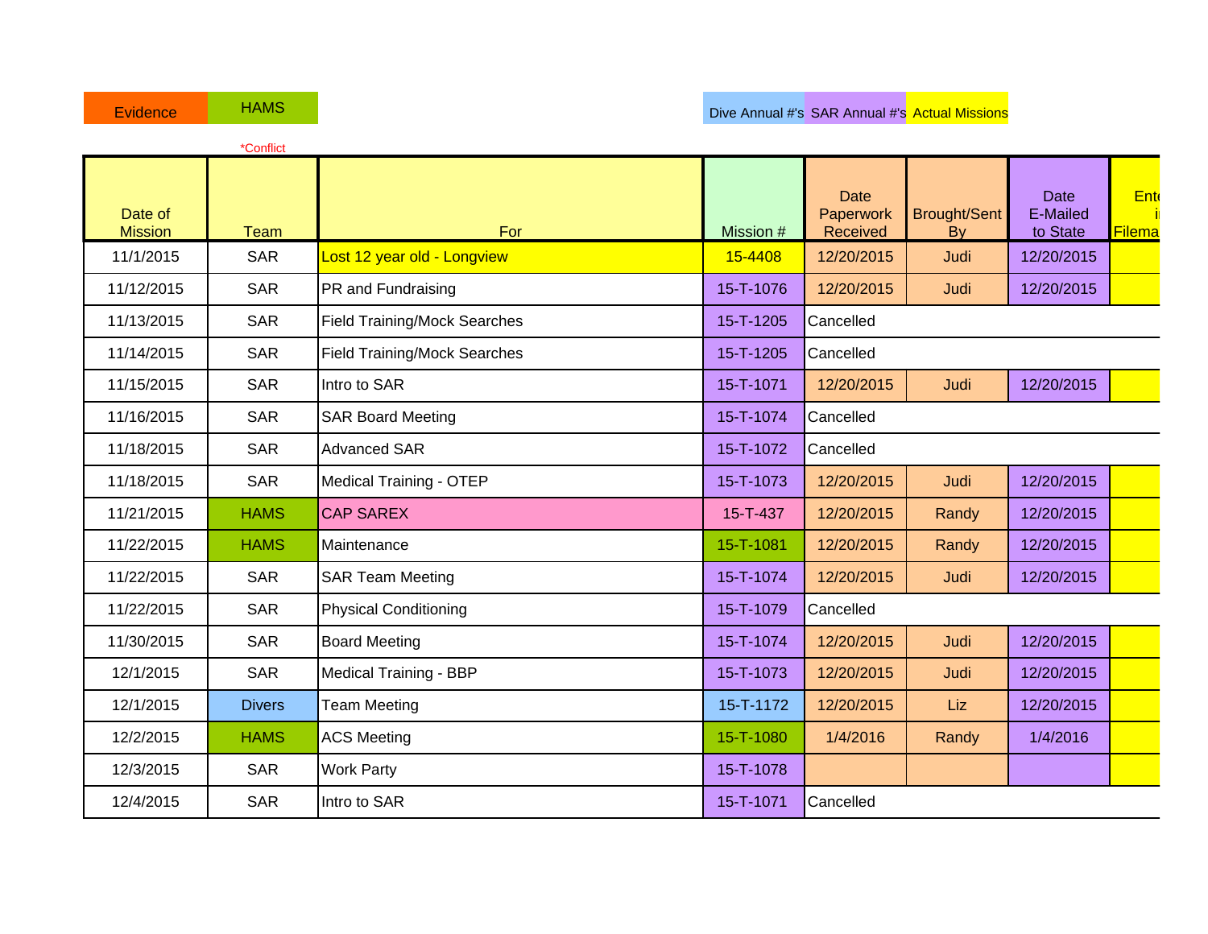| Evidence | HAMS | | Dive Annual #'s | SAR Annual #'s | Actual Missions |
|---|---|---|---|---|---|

*Conflict

| Date of Mission | Team | For | Mission # | Date Paperwork Received | Brought/Sent By | Date E-Mailed to State | Ente i Filema |
|---|---|---|---|---|---|---|---|
| 11/1/2015 | SAR | Lost 12 year old - Longview | 15-4408 | 12/20/2015 | Judi | 12/20/2015 | |
| 11/12/2015 | SAR | PR and Fundraising | 15-T-1076 | 12/20/2015 | Judi | 12/20/2015 | |
| 11/13/2015 | SAR | Field Training/Mock Searches | 15-T-1205 | Cancelled | | | |
| 11/14/2015 | SAR | Field Training/Mock Searches | 15-T-1205 | Cancelled | | | |
| 11/15/2015 | SAR | Intro to SAR | 15-T-1071 | 12/20/2015 | Judi | 12/20/2015 | |
| 11/16/2015 | SAR | SAR Board Meeting | 15-T-1074 | Cancelled | | | |
| 11/18/2015 | SAR | Advanced SAR | 15-T-1072 | Cancelled | | | |
| 11/18/2015 | SAR | Medical Training - OTEP | 15-T-1073 | 12/20/2015 | Judi | 12/20/2015 | |
| 11/21/2015 | HAMS | CAP SAREX | 15-T-437 | 12/20/2015 | Randy | 12/20/2015 | |
| 11/22/2015 | HAMS | Maintenance | 15-T-1081 | 12/20/2015 | Randy | 12/20/2015 | |
| 11/22/2015 | SAR | SAR Team Meeting | 15-T-1074 | 12/20/2015 | Judi | 12/20/2015 | |
| 11/22/2015 | SAR | Physical Conditioning | 15-T-1079 | Cancelled | | | |
| 11/30/2015 | SAR | Board Meeting | 15-T-1074 | 12/20/2015 | Judi | 12/20/2015 | |
| 12/1/2015 | SAR | Medical Training - BBP | 15-T-1073 | 12/20/2015 | Judi | 12/20/2015 | |
| 12/1/2015 | Divers | Team Meeting | 15-T-1172 | 12/20/2015 | Liz | 12/20/2015 | |
| 12/2/2015 | HAMS | ACS Meeting | 15-T-1080 | 1/4/2016 | Randy | 1/4/2016 | |
| 12/3/2015 | SAR | Work Party | 15-T-1078 | | | | |
| 12/4/2015 | SAR | Intro to SAR | 15-T-1071 | Cancelled | | | |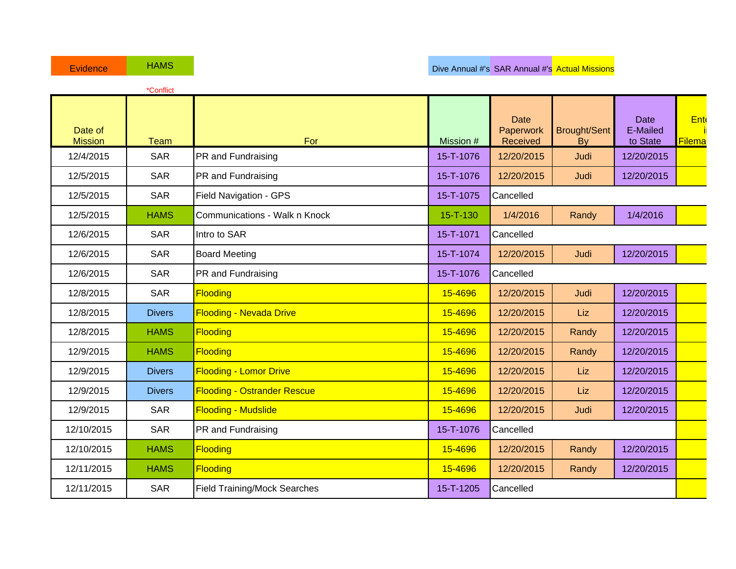| Evidence | HAMS | | | Dive Annual #'s | SAR Annual #'s | Actual Missions | |
|---|---|---|---|---|---|---|---|

*Conflict

| Date of Mission | Team | For | Mission # | Date Paperwork Received | Brought/Sent By | Date E-Mailed to State | Ent i Filema |
|---|---|---|---|---|---|---|---|
| 12/4/2015 | SAR | PR and Fundraising | 15-T-1076 | 12/20/2015 | Judi | 12/20/2015 | |
| 12/5/2015 | SAR | PR and Fundraising | 15-T-1076 | 12/20/2015 | Judi | 12/20/2015 | |
| 12/5/2015 | SAR | Field Navigation - GPS | 15-T-1075 | Cancelled | | | |
| 12/5/2015 | HAMS | Communications - Walk n Knock | 15-T-130 | 1/4/2016 | Randy | 1/4/2016 | |
| 12/6/2015 | SAR | Intro to SAR | 15-T-1071 | Cancelled | | | |
| 12/6/2015 | SAR | Board Meeting | 15-T-1074 | 12/20/2015 | Judi | 12/20/2015 | |
| 12/6/2015 | SAR | PR and Fundraising | 15-T-1076 | Cancelled | | | |
| 12/8/2015 | SAR | Flooding | 15-4696 | 12/20/2015 | Judi | 12/20/2015 | |
| 12/8/2015 | Divers | Flooding - Nevada Drive | 15-4696 | 12/20/2015 | Liz | 12/20/2015 | |
| 12/8/2015 | HAMS | Flooding | 15-4696 | 12/20/2015 | Randy | 12/20/2015 | |
| 12/9/2015 | HAMS | Flooding | 15-4696 | 12/20/2015 | Randy | 12/20/2015 | |
| 12/9/2015 | Divers | Flooding - Lomor Drive | 15-4696 | 12/20/2015 | Liz | 12/20/2015 | |
| 12/9/2015 | Divers | Flooding - Ostrander Rescue | 15-4696 | 12/20/2015 | Liz | 12/20/2015 | |
| 12/9/2015 | SAR | Flooding - Mudslide | 15-4696 | 12/20/2015 | Judi | 12/20/2015 | |
| 12/10/2015 | SAR | PR and Fundraising | 15-T-1076 | Cancelled | | | |
| 12/10/2015 | HAMS | Flooding | 15-4696 | 12/20/2015 | Randy | 12/20/2015 | |
| 12/11/2015 | HAMS | Flooding | 15-4696 | 12/20/2015 | Randy | 12/20/2015 | |
| 12/11/2015 | SAR | Field Training/Mock Searches | 15-T-1205 | Cancelled | | | |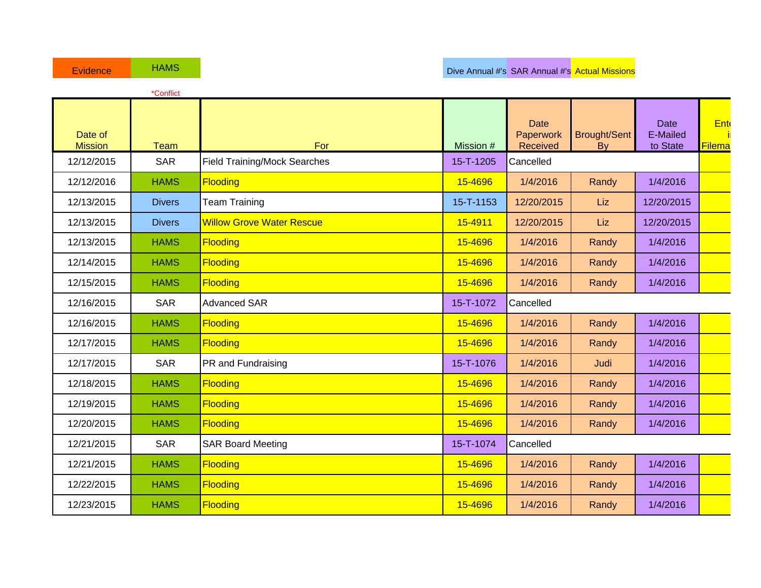| Evidence | HAMS | | | Dive Annual #'s | SAR Annual #'s | Actual Missions | |
|---|---|---|---|---|---|---|---|

*Conflict

| Date of Mission | Team | For | Mission # | Date Paperwork Received | Brought/Sent By | Date E-Mailed to State | Ente i Filema |
|---|---|---|---|---|---|---|---|
| 12/12/2015 | SAR | Field Training/Mock Searches | 15-T-1205 | Cancelled | | | |
| 12/12/2016 | HAMS | Flooding | 15-4696 | 1/4/2016 | Randy | 1/4/2016 | |
| 12/13/2015 | Divers | Team Training | 15-T-1153 | 12/20/2015 | Liz | 12/20/2015 | |
| 12/13/2015 | Divers | Willow Grove Water Rescue | 15-4911 | 12/20/2015 | Liz | 12/20/2015 | |
| 12/13/2015 | HAMS | Flooding | 15-4696 | 1/4/2016 | Randy | 1/4/2016 | |
| 12/14/2015 | HAMS | Flooding | 15-4696 | 1/4/2016 | Randy | 1/4/2016 | |
| 12/15/2015 | HAMS | Flooding | 15-4696 | 1/4/2016 | Randy | 1/4/2016 | |
| 12/16/2015 | SAR | Advanced SAR | 15-T-1072 | Cancelled | | | |
| 12/16/2015 | HAMS | Flooding | 15-4696 | 1/4/2016 | Randy | 1/4/2016 | |
| 12/17/2015 | HAMS | Flooding | 15-4696 | 1/4/2016 | Randy | 1/4/2016 | |
| 12/17/2015 | SAR | PR and Fundraising | 15-T-1076 | 1/4/2016 | Judi | 1/4/2016 | |
| 12/18/2015 | HAMS | Flooding | 15-4696 | 1/4/2016 | Randy | 1/4/2016 | |
| 12/19/2015 | HAMS | Flooding | 15-4696 | 1/4/2016 | Randy | 1/4/2016 | |
| 12/20/2015 | HAMS | Flooding | 15-4696 | 1/4/2016 | Randy | 1/4/2016 | |
| 12/21/2015 | SAR | SAR Board Meeting | 15-T-1074 | Cancelled | | | |
| 12/21/2015 | HAMS | Flooding | 15-4696 | 1/4/2016 | Randy | 1/4/2016 | |
| 12/22/2015 | HAMS | Flooding | 15-4696 | 1/4/2016 | Randy | 1/4/2016 | |
| 12/23/2015 | HAMS | Flooding | 15-4696 | 1/4/2016 | Randy | 1/4/2016 | |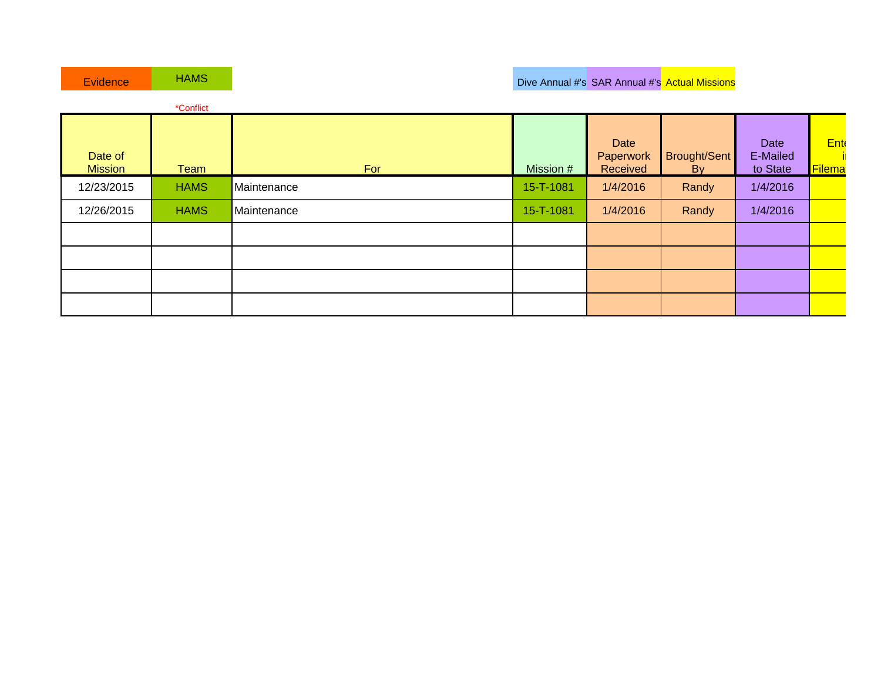| Evidence | HAMS | | Dive Annual #'s | SAR Annual #'s | Actual Missions |
|---|---|---|---|---|---|

*Conflict

| Date of Mission | Team | For | Mission # | Date Paperwork Received | Brought/Sent By | Date E-Mailed to State | Ente i Filema |
|---|---|---|---|---|---|---|---|
| 12/23/2015 | HAMS | Maintenance | 15-T-1081 | 1/4/2016 | Randy | 1/4/2016 | |
| 12/26/2015 | HAMS | Maintenance | 15-T-1081 | 1/4/2016 | Randy | 1/4/2016 | |
| | | | | | | | |
| | | | | | | | |
| | | | | | | | |
| | | | | | | | |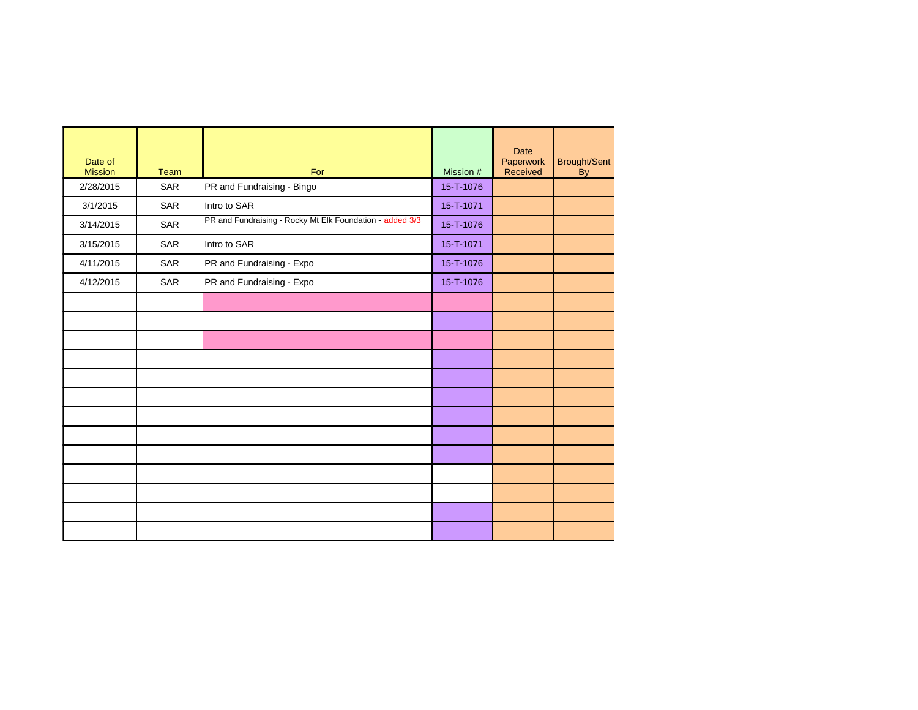| Date of Mission | Team | For | Mission # | Date Paperwork Received | Brought/Sent By |
|---|---|---|---|---|---|
| 2/28/2015 | SAR | PR and Fundraising - Bingo | 15-T-1076 | | |
| 3/1/2015 | SAR | Intro to SAR | 15-T-1071 | | |
| 3/14/2015 | SAR | PR and Fundraising - Rocky Mt Elk Foundation - added 3/3 | 15-T-1076 | | |
| 3/15/2015 | SAR | Intro to SAR | 15-T-1071 | | |
| 4/11/2015 | SAR | PR and Fundraising - Expo | 15-T-1076 | | |
| 4/12/2015 | SAR | PR and Fundraising - Expo | 15-T-1076 | | |
| | | | | | |
| | | | | | |
| | | | | | |
| | | | | | |
| | | | | | |
| | | | | | |
| | | | | | |
| | | | | | |
| | | | | | |
| | | | | | |
| | | | | | |
| | | | | | |
| | | | | | |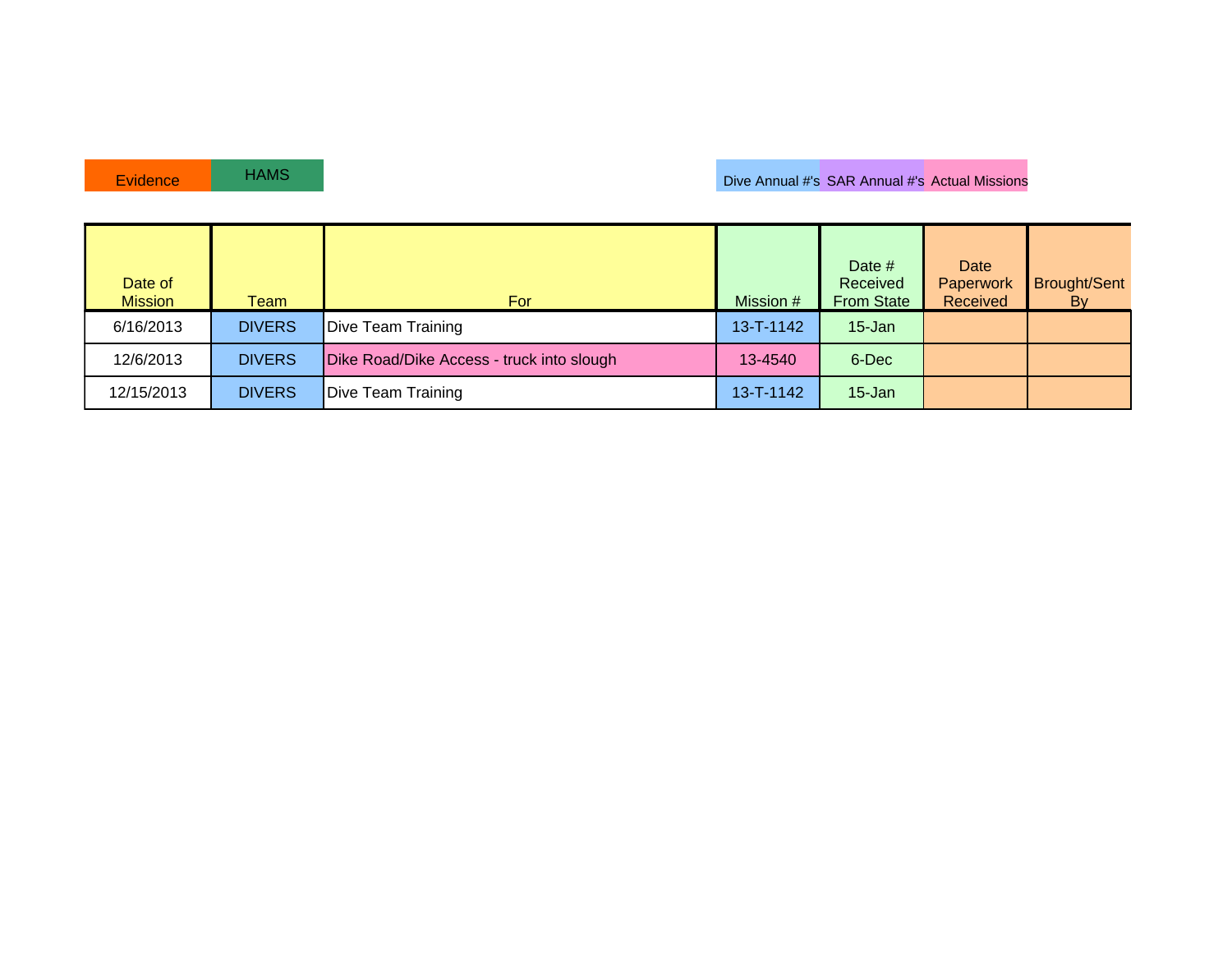Evidence HAMS

Dive Annual #'s SAR Annual #'s Actual Missions

| Date of Mission | Team | For | Mission # | Date # Received From State | Date Paperwork Received | Brought/Sent By |
|---|---|---|---|---|---|---|
| 6/16/2013 | DIVERS | Dive Team Training | 13-T-1142 | 15-Jan | | |
| 12/6/2013 | DIVERS | Dike Road/Dike Access - truck into slough | 13-4540 | 6-Dec | | |
| 12/15/2013 | DIVERS | Dive Team Training | 13-T-1142 | 15-Jan | | |